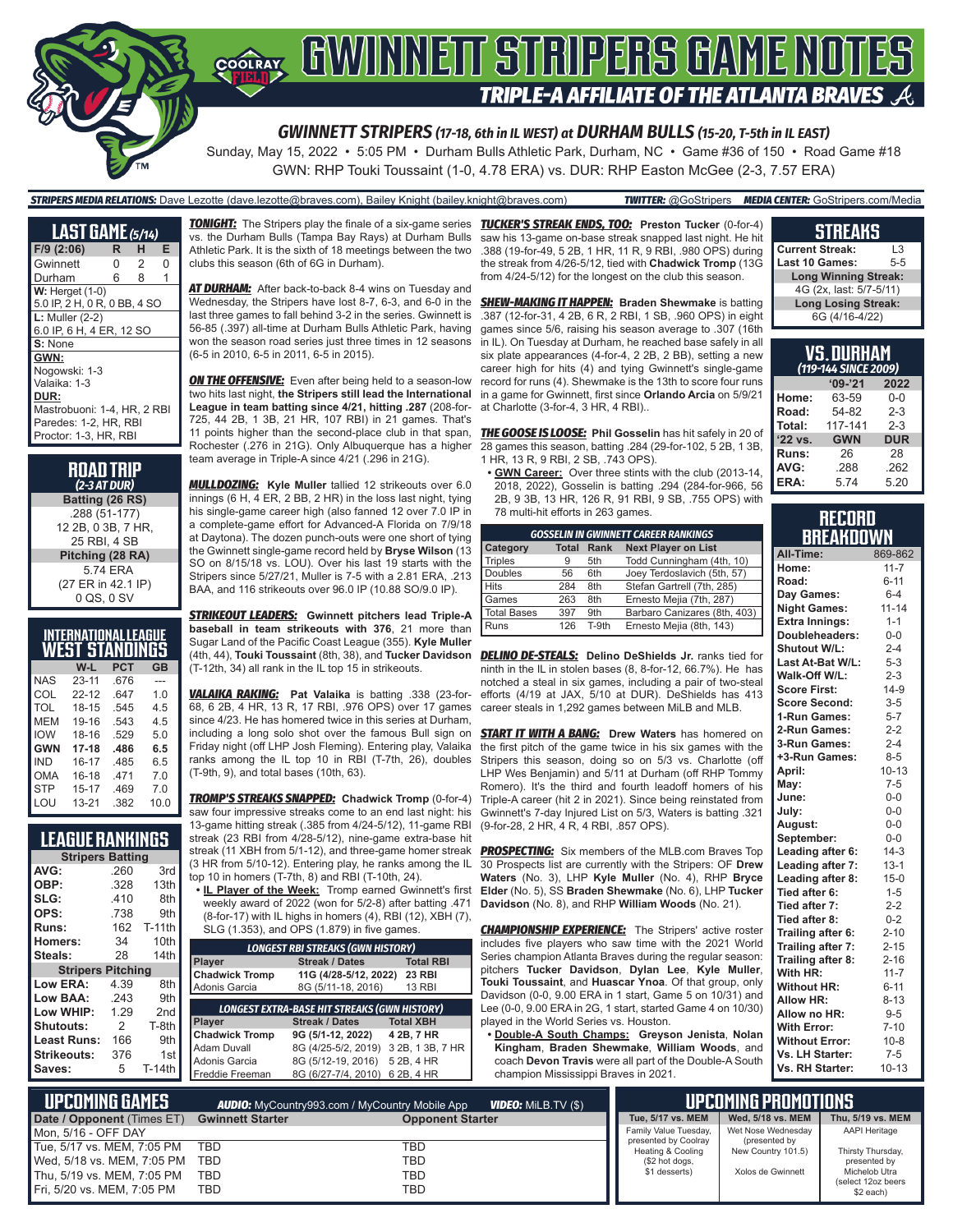# GWINNETT STRIPERS GAME NOTES

## TRIPLE-A AFFILIATE OF THE ATLANTA BRAVES

### GWINNETT STRIPERS (17-18, 6th in IL WEST) at DURHAM BULLS (15-20, T-5th in IL EAST)

Sunday, May 15, 2022 • 5:05 PM • Durham Bulls Athletic Park, Durham, NC • Game #36 of 150 • Road Game #18

GWN: RHP Touki Toussaint (1-0, 4.78 ERA) vs. DUR: RHP Easton McGee (2-3, 7.57 ERA)

**STRIPERS MEDIA RELATIONS:** Dave Lezotte (dave.lezotte@braves.com), Bailey Knight (bailey.knight@braves.com) **TWITTER:** @GoStripers **MEDIA CENTER:** GoStripers.com/Media

## LAST GAME (5/14)

| F/9 (2:06) | R | H | E |
|---|---|---|---|
| Gwinnett | 0 | 2 | 0 |
| Durham | 6 | 8 | 1 |

**W:** Herget (1-0)
5.0 IP, 2 H, 0 R, 0 BB, 4 SO

**L:** Muller (2-2)
6.0 IP, 6 H, 4 ER, 12 SO

**S:** None

**GWN:**
Nogowski: 1-3
Valaika: 1-3

**DUR:**
Mastrobuoni: 1-4, HR, 2 RBI
Paredes: 1-2, HR, RBI
Proctor: 1-3, HR, RBI

## ROAD TRIP (2-3 AT DUR)

**Batting (26 RS)**
.288 (51-177)
12 2B, 0 3B, 7 HR,
25 RBI, 4 SB

**Pitching (28 RA)**
5.74 ERA
(27 ER in 42.1 IP)
0 QS, 0 SV

## INTERNATIONAL LEAGUE WEST STANDINGS

| | W-L | PCT | GB |
|---|---|---|---|
| NAS | 23-11 | .676 | --- |
| COL | 22-12 | .647 | 1.0 |
| TOL | 18-15 | .545 | 4.5 |
| MEM | 19-16 | .543 | 4.5 |
| IOW | 18-16 | .529 | 5.0 |
| **GWN** | **17-18** | **.486** | **6.5** |
| IND | 16-17 | .485 | 6.5 |
| OMA | 16-18 | .471 | 7.0 |
| STP | 15-17 | .469 | 7.0 |
| LOU | 13-21 | .382 | 10.0 |

## LEAGUE RANKINGS

| Stripers Batting | | |
|---|---|---|
| AVG: | .260 | 3rd |
| OBP: | .328 | 13th |
| SLG: | .410 | 8th |
| OPS: | .738 | 9th |
| Runs: | 162 | T-11th |
| Homers: | 34 | 10th |
| Steals: | 28 | 14th |

| Stripers Pitching | | |
|---|---|---|
| Low ERA: | 4.39 | 8th |
| Low BAA: | .243 | 9th |
| Low WHIP: | 1.29 | 2nd |
| Shutouts: | 2 | T-8th |
| Least Runs: | 166 | 9th |
| Strikeouts: | 376 | 1st |
| Saves: | 5 | T-14th |

**TONIGHT:** The Stripers play the finale of a six-game series vs. the Durham Bulls (Tampa Bay Rays) at Durham Bulls Athletic Park. It is the sixth of 18 meetings between the two clubs this season (6th of 6G in Durham).

**AT DURHAM:** After back-to-back 8-4 wins on Tuesday and Wednesday, the Stripers have lost 8-7, 6-3, and 6-0 in the last three games to fall behind 3-2 in the series. Gwinnett is 56-85 (.397) all-time at Durham Bulls Athletic Park, having won the season road series just three times in 12 seasons (6-5 in 2010, 6-5 in 2011, 6-5 in 2015).

**ON THE OFFENSIVE:** Even after being held to a season-low two hits last night, **the Stripers still lead the International League in team batting since 4/21, hitting .287** (208-for-725, 44 2B, 1 3B, 21 HR, 107 RBI) in 21 games. That's 11 points higher than the second-place club in that span, Rochester (.276 in 21G). Only Albuquerque has a higher team average in Triple-A since 4/21 (.296 in 21G).

**MULLDOZING:** **Kyle Muller** tallied 12 strikeouts over 6.0 innings (6 H, 4 ER, 2 BB, 2 HR) in the loss last night, tying his single-game career high (also fanned 12 over 7.0 IP in a complete-game effort for Advanced-A Florida on 7/9/18 at Daytona). The dozen punch-outs were one short of tying the Gwinnett single-game record held by **Bryse Wilson** (13 SO on 8/15/18 vs. LOU). Over his last 19 starts with the Stripers since 5/27/21, Muller is 7-5 with a 2.81 ERA, .213 BAA, and 116 strikeouts over 96.0 IP (10.88 SO/9.0 IP).

**STRIKEOUT LEADERS:** **Gwinnett pitchers lead Triple-A baseball in team strikeouts with 376**, 21 more than Sugar Land of the Pacific Coast League (355). **Kyle Muller** (4th, 44), **Touki Toussaint** (8th, 38), and **Tucker Davidson** (T-12th, 34) all rank in the IL top 15 in strikeouts.

**VALAIKA RAKING:** **Pat Valaika** is batting .338 (23-for-68, 6 2B, 4 HR, 13 R, 17 RBI, .976 OPS) over 17 games since 4/23. He has homered twice in this series at Durham, including a long solo shot over the famous Bull sign on Friday night (off LHP Josh Fleming). Entering play, Valaika ranks among the IL top 10 in RBI (T-7th, 26), doubles (T-9th, 9), and total bases (10th, 63).

**TROMP'S STREAKS SNAPPED:** **Chadwick Tromp** (0-for-4) saw four impressive streaks come to an end last night: his 13-game hitting streak (.385 from 4/24-5/12), 11-game RBI streak (23 RBI from 4/28-5/12), nine-game extra-base hit streak (11 XBH from 5/1-12), and three-game homer streak (3 HR from 5/10-12). Entering play, he ranks among the IL top 10 in homers (T-7th, 8) and RBI (T-10th, 24).

- **IL Player of the Week:** Tromp earned Gwinnett's first weekly award of 2022 (won for 5/2-8) after batting .471 (8-for-17) with IL highs in homers (4), RBI (12), XBH (7), SLG (1.353), and OPS (1.879) in five games.

| LONGEST RBI STREAKS (GWN HISTORY) | | |
|---|---|---|
| Player | Streak / Dates | Total RBI |
| **Chadwick Tromp** | **11G (4/28-5/12, 2022)** | **23 RBI** |
| Adonis Garcia | 8G (5/11-18, 2016) | 13 RBI |

| LONGEST EXTRA-BASE HIT STREAKS (GWN HISTORY) | | |
|---|---|---|
| Player | Streak / Dates | Total XBH |
| **Chadwick Tromp** | **9G (5/1-12, 2022)** | **4 2B, 7 HR** |
| Adam Duvall | 8G (4/25-5/2, 2019) | 3 2B, 1 3B, 7 HR |
| Adonis Garcia | 8G (5/12-19, 2016) | 5 2B, 4 HR |
| Freddie Freeman | 8G (6/27-7/4, 2010) | 6 2B, 4 HR |

**TUCKER'S STREAK ENDS, TOO:** **Preston Tucker** (0-for-4) saw his 13-game on-base streak snapped last night. He hit .388 (19-for-49, 5 2B, 1 HR, 11 R, 9 RBI, .980 OPS) during the streak from 4/26-5/12, tied with **Chadwick Tromp** (13G from 4/24-5/12) for the longest on the club this season.

**SHEW-MAKING IT HAPPEN:** **Braden Shewmake** is batting .387 (12-for-31, 4 2B, 6 R, 2 RBI, 1 SB, .960 OPS) in eight games since 5/6, raising his season average to .307 (16th in IL). On Tuesday at Durham, he reached base safely in all six plate appearances (4-for-4, 2 2B, 2 BB), setting a new career high for hits (4) and tying Gwinnett's single-game record for runs (4). Shewmake is the 13th to score four runs in a game for Gwinnett, first since **Orlando Arcia** on 5/9/21 at Charlotte (3-for-4, 3 HR, 4 RBI)..

**THE GOOSE IS LOOSE:** **Phil Gosselin** has hit safely in 20 of 28 games this season, batting .284 (29-for-102, 5 2B, 1 3B, 1 HR, 13 R, 9 RBI, 2 SB, .743 OPS).

- **GWN Career:** Over three stints with the club (2013-14, 2018, 2022), Gosselin is batting .294 (284-for-966, 56 2B, 9 3B, 13 HR, 126 R, 91 RBI, 9 SB, .755 OPS) with 78 multi-hit efforts in 263 games.

| GOSSELIN IN GWINNETT CAREER RANKINGS | | | |
|---|---|---|---|
| Category | Total | Rank | Next Player on List |
| Triples | 9 | 5th | Todd Cunningham (4th, 10) |
| Doubles | 56 | 6th | Joey Terdoslavich (5th, 57) |
| Hits | 284 | 8th | Stefan Gartrell (7th, 285) |
| Games | 263 | 8th | Ernesto Mejia (7th, 287) |
| Total Bases | 397 | 9th | Barbaro Canizares (8th, 403) |
| Runs | 126 | T-9th | Ernesto Mejia (8th, 143) |

**DELINO DE-STEALS:** **Delino DeShields Jr.** ranks tied for ninth in the IL in stolen bases (8, 8-for-12, 66.7%). He has notched a steal in six games, including a pair of two-steal efforts (4/19 at JAX, 5/10 at DUR). DeShields has 413 career steals in 1,292 games between MiLB and MLB.

**START IT WITH A BANG:** **Drew Waters** has homered on the first pitch of the game twice in his six games with the Stripers this season, doing so on 5/3 vs. Charlotte (off LHP Wes Benjamin) and 5/11 at Durham (off RHP Tommy Romero). It's the third and fourth leadoff homers of his Triple-A career (hit 2 in 2021). Since being reinstated from Gwinnett's 7-day Injured List on 5/3, Waters is batting .321 (9-for-28, 2 HR, 4 R, 4 RBI, .857 OPS).

**PROSPECTING:** Six members of the MLB.com Braves Top 30 Prospects list are currently with the Stripers: OF **Drew Waters** (No. 3), LHP **Kyle Muller** (No. 4), RHP **Bryce Elder** (No. 5), SS **Braden Shewmake** (No. 6), LHP **Tucker Davidson** (No. 8), and RHP **William Woods** (No. 21).

**CHAMPIONSHIP EXPERIENCE:** The Stripers' active roster includes five players who saw time with the 2021 World Series champion Atlanta Braves during the regular season: pitchers **Tucker Davidson**, **Dylan Lee**, **Kyle Muller**, **Touki Toussaint**, and **Huascar Ynoa**. Of that group, only Davidson (0-0, 9.00 ERA in 1 start, Game 5 on 10/31) and Lee (0-0, 9.00 ERA in 2G, 1 start, started Game 4 on 10/30) played in the World Series vs. Houston.

- **Double-A South Champs:** **Greyson Jenista**, **Nolan Kingham**, **Braden Shewmake**, **William Woods**, and coach **Devon Travis** were all part of the Double-A South champion Mississippi Braves in 2021.

## STREAKS

| | |
|---|---|
| Current Streak: | L3 |
| Last 10 Games: | 5-5 |
| **Long Winning Streak:** | |
| 4G (2x, last: 5/7-5/11) | |
| **Long Losing Streak:** | |
| 6G (4/16-4/22) | |

## VS. DURAHM (119-144 SINCE 2009)

| | '09-'21 | 2022 |
|---|---|---|
| Home: | 63-59 | 0-0 |
| Road: | 54-82 | 2-3 |
| Total: | 117-141 | 2-3 |
| **'22 vs.** | **GWN** | **DUR** |
| Runs: | 26 | 28 |
| AVG: | .288 | .262 |
| ERA: | 5.74 | 5.20 |

## RECORD BREAKDOWN

| | |
|---|---|
| All-Time: | 869-862 |
| Home: | 11-7 |
| Road: | 6-11 |
| Day Games: | 6-4 |
| Night Games: | 11-14 |
| Extra Innings: | 1-1 |
| Doubleheaders: | 0-0 |
| Shutout W/L: | 2-4 |
| Last At-Bat W/L: | 5-3 |
| Walk-Off W/L: | 2-3 |
| Score First: | 14-9 |
| Score Second: | 3-5 |
| 1-Run Games: | 5-7 |
| 2-Run Games: | 2-2 |
| 3-Run Games: | 2-4 |
| +3-Run Games: | 8-5 |
| April: | 10-13 |
| May: | 7-5 |
| June: | 0-0 |
| July: | 0-0 |
| August: | 0-0 |
| September: | 0-0 |
| Leading after 6: | 14-3 |
| Leading after 7: | 13-1 |
| Leading after 8: | 15-0 |
| Tied after 6: | 1-5 |
| Tied after 7: | 2-2 |
| Tied after 8: | 0-2 |
| Trailing after 6: | 2-10 |
| Trailing after 7: | 2-15 |
| Trailing after 8: | 2-16 |
| With HR: | 11-7 |
| Without HR: | 6-11 |
| Allow HR: | 8-13 |
| Allow no HR: | 9-5 |
| With Error: | 7-10 |
| Without Error: | 10-8 |
| Vs. LH Starter: | 7-5 |
| Vs. RH Starter: | 10-13 |

## UPCOMING GAMES

**AUDIO:** MyCountry993.com / MyCountry Mobile App **VIDEO:** MiLB.TV ($)

| Date / Opponent (Times ET) | Gwinnett Starter | Opponent Starter |
|---|---|---|
| Mon, 5/16 - OFF DAY | | |
| Tue, 5/17 vs. MEM, 7:05 PM | TBD | TBD |
| Wed, 5/18 vs. MEM, 7:05 PM | TBD | TBD |
| Thu, 5/19 vs. MEM, 7:05 PM | TBD | TBD |
| Fri, 5/20 vs. MEM, 7:05 PM | TBD | TBD |

## UPCOMING PROMOTIONS

| Tue, 5/17 vs. MEM | Wed, 5/18 vs. MEM | Thu, 5/19 vs. MEM |
|---|---|---|
| Family Value Tuesday, presented by Coolray Heating & Cooling ($2 hot dogs, $1 desserts) | Wet Nose Wednesday (presented by New Country 101.5) Xolos de Gwinnett | AAPI Heritage Thirsty Thursday, presented by Michelob Utra (select 12oz beers $2 each) |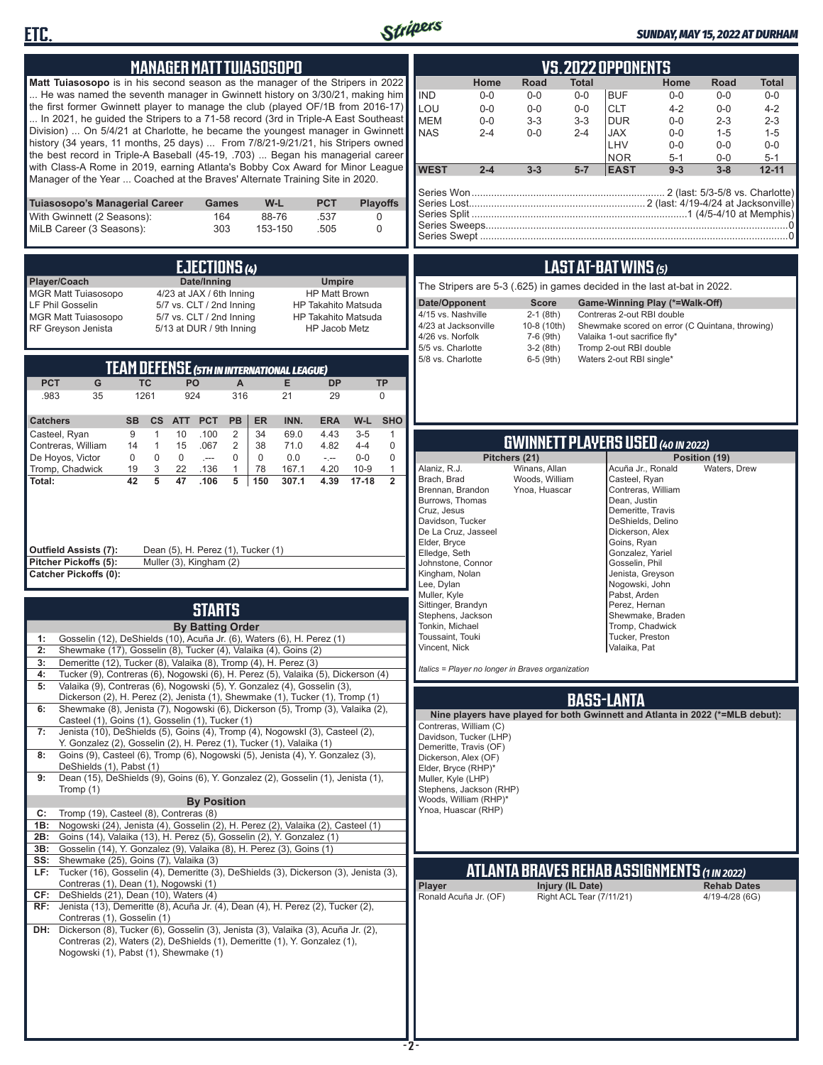## MANAGER MATT TUIASOSOPO

**Matt Tuiasosopo** is in his second season as the manager of the Stripers in 2022 ... He was named the seventh manager in Gwinnett history on 3/30/21, making him the first former Gwinnett player to manage the club (played OF/1B from 2016-17) ... In 2021, he guided the Stripers to a 71-58 record (3rd in Triple-A East Southeast Division) ... On 5/4/21 at Charlotte, he became the youngest manager in Gwinnett history (34 years, 11 months, 25 days) ... From 7/8/21-9/21/21, his Stripers owned the best record in Triple-A Baseball (45-19, .703) ... Began his managerial career with Class-A Rome in 2019, earning Atlanta's Bobby Cox Award for Minor League Manager of the Year ... Coached at the Braves' Alternate Training Site in 2020.

| Tuiasosopo's Managerial Career | Games | W-L | PCT | Playoffs |
|---|---|---|---|---|
| With Gwinnett (2 Seasons): | 164 | 88-76 | .537 | 0 |
| MiLB Career (3 Seasons): | 303 | 153-150 | .505 | 0 |

## EJECTIONS (4)

| Player/Coach | Date/Inning | Umpire |
|---|---|---|
| MGR Matt Tuiasosopo | 4/23 at JAX / 6th Inning | HP Matt Brown |
| LF Phil Gosselin | 5/7 vs. CLT / 2nd Inning | HP Takahito Matsuda |
| MGR Matt Tuiasosopo | 5/7 vs. CLT / 2nd Inning | HP Takahito Matsuda |
| RF Greyson Jenista | 5/13 at DUR / 9th Inning | HP Jacob Metz |

## TEAM DEFENSE (5TH IN INTERNATIONAL LEAGUE)

| PCT | G | TC | PO | A | E | DP | TP |
|---|---|---|---|---|---|---|---|
| .983 | 35 | 1261 | 924 | 316 | 21 | 29 | 0 |

| Catchers | SB | CS | ATT | PCT | PB | ER | INN. | ERA | W-L | SHO |
|---|---|---|---|---|---|---|---|---|---|---|
| Casteel, Ryan | 9 | 1 | 10 | .100 | 2 | 34 | 69.0 | 4.43 | 3-5 | 1 |
| Contreras, William | 14 | 1 | 15 | .067 | 2 | 38 | 71.0 | 4.82 | 4-4 | 0 |
| De Hoyos, Victor | 0 | 0 | 0 | .--- | 0 | 0 | 0.0 | -.-- | 0-0 | 0 |
| Tromp, Chadwick | 19 | 3 | 22 | .136 | 1 | 78 | 167.1 | 4.20 | 10-9 | 1 |
| **Total:** | 42 | 5 | 47 | .106 | 5 | 150 | 307.1 | 4.39 | 17-18 | 2 |

**Outfield Assists (7):** Dean (5), H. Perez (1), Tucker (1)
**Pitcher Pickoffs (5):** Muller (3), Kingham (2)
**Catcher Pickoffs (0):**

## STARTS

### By Batting Order

| | |
|---|---|
| 1: | Gosselin (12), DeShields (10), Acuña Jr. (6), Waters (6), H. Perez (1) |
| 2: | Shewmake (17), Gosselin (8), Tucker (4), Valaika (4), Goins (2) |
| 3: | Demeritte (12), Tucker (8), Valaika (8), Tromp (4), H. Perez (3) |
| 4: | Tucker (9), Contreras (6), Nogowski (6), H. Perez (5), Valaika (5), Dickerson (4) |
| 5: | Valaika (9), Contreras (6), Nogowski (5), Y. Gonzalez (4), Gosselin (3), Dickerson (2), H. Perez (2), Jenista (1), Shewmake (1), Tucker (1), Tromp (1) |
| 6: | Shewmake (8), Jenista (7), Nogowski (6), Dickerson (5), Tromp (3), Valaika (2), Casteel (1), Goins (1), Gosselin (1), Tucker (1) |
| 7: | Jenista (10), DeShields (5), Goins (4), Tromp (4), Nogowskl (3), Casteel (2), Y. Gonzalez (2), Gosselin (2), H. Perez (1), Tucker (1), Valaika (1) |
| 8: | Goins (9), Casteel (6), Tromp (6), Nogowski (5), Jenista (4), Y. Gonzalez (3), DeShields (1), Pabst (1) |
| 9: | Dean (15), DeShields (9), Goins (6), Y. Gonzalez (2), Gosselin (1), Jenista (1), Tromp (1) |

### By Position

| | |
|---|---|
| C: | Tromp (19), Casteel (8), Contreras (8) |
| 1B: | Nogowski (24), Jenista (4), Gosselin (2), H. Perez (2), Valaika (2), Casteel (1) |
| 2B: | Goins (14), Valaika (13), H. Perez (5), Gosselin (2), Y. Gonzalez (1) |
| 3B: | Gosselin (14), Y. Gonzalez (9), Valaika (8), H. Perez (3), Goins (1) |
| SS: | Shewmake (25), Goins (7), Valaika (3) |
| LF: | Tucker (16), Gosselin (4), Demeritte (3), DeShields (3), Dickerson (3), Jenista (3), Contreras (1), Dean (1), Nogowski (1) |
| CF: | DeShields (21), Dean (10), Waters (4) |
| RF: | Jenista (13), Demeritte (8), Acuña Jr. (4), Dean (4), H. Perez (2), Tucker (2), Contreras (1), Gosselin (1) |
| DH: | Dickerson (8), Tucker (6), Gosselin (3), Jenista (3), Valaika (3), Acuña Jr. (2), Contreras (2), Waters (2), DeShields (1), Demeritte (1), Y. Gonzalez (1), Nogowski (1), Pabst (1), Shewmake (1) |

## VS. 2022 OPPONENTS

| | Home | Road | Total | | Home | Road | Total |
|---|---|---|---|---|---|---|---|
| IND | 0-0 | 0-0 | 0-0 | BUF | 0-0 | 0-0 | 0-0 |
| LOU | 0-0 | 0-0 | 0-0 | CLT | 4-2 | 0-0 | 4-2 |
| MEM | 0-0 | 3-3 | 3-3 | DUR | 0-0 | 2-3 | 2-3 |
| NAS | 2-4 | 0-0 | 2-4 | JAX | 0-0 | 1-5 | 1-5 |
| | | | | LHV | 0-0 | 0-0 | 0-0 |
| | | | | NOR | 5-1 | 0-0 | 5-1 |
| **WEST** | 2-4 | 3-3 | 5-7 | **EAST** | 9-3 | 3-8 | 12-11 |

Series Won .................. 2 (last: 5/3-5/8 vs. Charlotte)
Series Lost .................. 2 (last: 4/19-4/24 at Jacksonville)
Series Split .................. 1 (4/5-4/10 at Memphis)
Series Sweeps .................. 0
Series Swept .................. 0

## LAST AT-BAT WINS (5)

The Stripers are 5-3 (.625) in games decided in the last at-bat in 2022.

| Date/Opponent | Score | Game-Winning Play (*=Walk-Off) |
|---|---|---|
| 4/15 vs. Nashville | 2-1 (8th) | Contreras 2-out RBI double |
| 4/23 at Jacksonville | 10-8 (10th) | Shewmake scored on error (C Quintana, throwing) |
| 4/26 vs. Norfolk | 7-6 (9th) | Valaika 1-out sacrifice fly* |
| 5/5 vs. Charlotte | 3-2 (8th) | Tromp 2-out RBI double |
| 5/8 vs. Charlotte | 6-5 (9th) | Waters 2-out RBI single* |

## GWINNETT PLAYERS USED (40 IN 2022)

**Pitchers (21):** Alaniz, R.J.; Brach, Brad; Brennan, Brandon; Burrows, Thomas; Cruz, Jesus; Davidson, Tucker; De La Cruz, Jasseel; Elder, Bryce; Elledge, Seth; Johnstone, Connor; Kingham, Nolan; Lee, Dylan; Muller, Kyle; Sittinger, Brandyn; Stephens, Jackson; Tonkin, Michael; Toussaint, Touki; Vincent, Nick; Winans, Allan; Woods, William; Ynoa, Huascar

**Position (19):** Acuña Jr., Ronald; Casteel, Ryan; Contreras, William; Dean, Justin; Demeritte, Travis; DeShields, Delino; Dickerson, Alex; Goins, Ryan; Gonzalez, Yariel; Gosselin, Phil; Jenista, Greyson; Nogowski, John; Pabst, Arden; Perez, Hernan; Shewmake, Braden; Tromp, Chadwick; Tucker, Preston; Valaika, Pat; Waters, Drew

*Italics = Player no longer in Braves organization*

## BASS-LANTA

**Nine players have played for both Gwinnett and Atlanta in 2022 (*=MLB debut):**

Contreras, William (C)
Davidson, Tucker (LHP)
Demeritte, Travis (OF)
Dickerson, Alex (OF)
Elder, Bryce (RHP)*
Muller, Kyle (LHP)
Stephens, Jackson (RHP)
Woods, William (RHP)*
Ynoa, Huascar (RHP)

## ATLANTA BRAVES REHAB ASSIGNMENTS (1 IN 2022)

| Player | Injury (IL Date) | Rehab Dates |
|---|---|---|
| Ronald Acuña Jr. (OF) | Right ACL Tear (7/11/21) | 4/19-4/28 (6G) |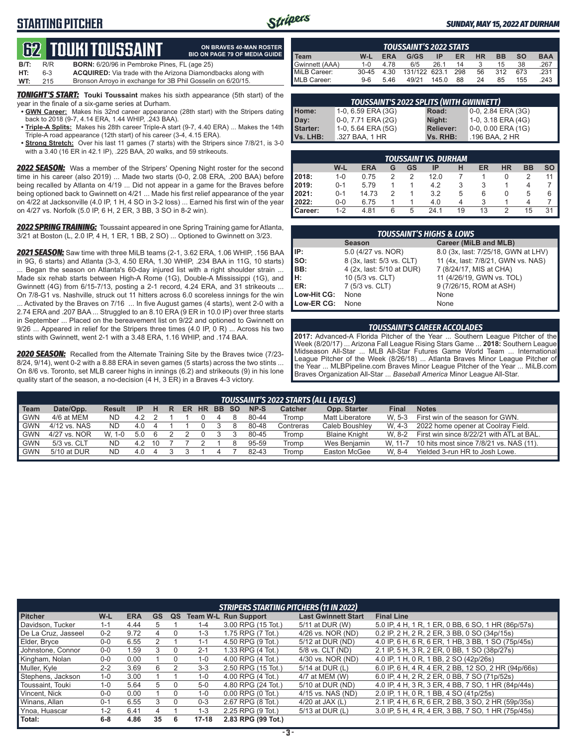# STARTING PITCHER

**SUNDAY, MAY 15, 2022 AT DURHAM**

## 62 TOUKI TOUSSAINT

**ON BRAVES 40-MAN ROSTER**
**BIO ON PAGE 79 OF MEDIA GUIDE**

**B/T:** R/R **BORN:** 6/20/96 in Pembroke Pines, FL (age 25)
**HT:** 6-3 **ACQUIRED:** Via trade with the Arizona Diamondbacks along with
**WT:** 215 Bronson Arroyo in exchange for 3B Phil Gosselin on 6/20/15.

***TONIGHT'S START:*** **Touki Toussaint** makes his sixth appearance (5th start) of the year in the finale of a six-game series at Durham.

- **GWN Career:** Makes his 32nd career appearance (28th start) with the Stripers dating back to 2018 (9-7, 4.14 ERA, 1.44 WHIP, .243 BAA).
- **Triple-A Splits:** Makes his 28th career Triple-A start (9-7, 4.40 ERA) ... Makes the 14th Triple-A road appearance (12th start) of his career (3-4, 4.15 ERA).
- **Strong Stretch:** Over his last 11 games (7 starts) with the Stripers since 7/8/21, is 3-0 with a 3.40 (16 ER in 42.1 IP), .225 BAA, 20 walks, and 59 strikeouts.

***2022 SEASON:*** Was a member of the Stripers' Opening Night roster for the second time in his career (also 2019) ... Made two starts (0-0, 2.08 ERA, .200 BAA) before being recalled by Atlanta on 4/19 ... Did not appear in a game for the Braves before being optioned back to Gwinnett on 4/21 ... Made his first relief appearance of the year on 4/22 at Jacksonville (4.0 IP, 1 H, 4 SO in 3-2 loss) ... Earned his first win of the year on 4/27 vs. Norfolk (5.0 IP, 6 H, 2 ER, 3 BB, 3 SO in 8-2 win).

***2022 SPRING TRAINING:*** Toussaint appeared in one Spring Training game for Atlanta, 3/21 at Boston (L, 2.0 IP, 4 H, 1 ER, 1 BB, 2 SO) ... Optioned to Gwinnett on 3/23.

***2021 SEASON:*** Saw time with three MiLB teams (2-1, 3.62 ERA, 1.06 WHIP, .156 BAA in 9G, 6 starts) and Atlanta (3-3, 4.50 ERA, 1.30 WHIP, .234 BAA in 11G, 10 starts) ... Began the season on Atlanta's 60-day injured list with a right shoulder strain ... Made six rehab starts between High-A Rome (1G), Double-A Mississippi (1G), and Gwinnett (4G) from 6/15-7/13, posting a 2-1 record, 4.24 ERA, and 31 strikeouts ... On 7/8-G1 vs. Nashville, struck out 11 hitters across 6.0 scoreless innings for the win ... Activated by the Braves on 7/16 ... In five August games (4 starts), went 2-0 with a 2.74 ERA and .207 BAA ... Struggled to an 8.10 ERA (9 ER in 10.0 IP) over three starts in September ... Placed on the bereavement list on 9/22 and optioned to Gwinnett on 9/26 ... Appeared in relief for the Stripers three times (4.0 IP, 0 R) ... Across his two stints with Gwinnett, went 2-1 with a 3.48 ERA, 1.16 WHIP, and .174 BAA.

***2020 SEASON:*** Recalled from the Alternate Training Site by the Braves twice (7/23-8/24, 9/14), went 0-2 with a 8.88 ERA in seven games (5 starts) across the two stints ... On 8/6 vs. Toronto, set MLB career highs in innings (6.2) and strikeouts (9) in his lone quality start of the season, a no-decision (4 H, 3 ER) in a Braves 4-3 victory.

### TOUSSAINT'S 2022 STATS

| Team | W-L | ERA | G/GS | IP | ER | HR | BB | SO | BAA |
|---|---|---|---|---|---|---|---|---|---|
| Gwinnett (AAA) | 1-0 | 4.78 | 6/5 | 26.1 | 14 | 3 | 15 | 38 | .267 |
| MiLB Career: | 30-45 | 4.30 | 131/122 | 623.1 | 298 | 56 | 312 | 673 | .231 |
| MLB Career: | 9-6 | 5.46 | 49/21 | 145.0 | 88 | 24 | 85 | 155 | .243 |

### TOUSSAINT'S 2022 SPLITS (WITH GWINNETT)

| | | | |
|---|---|---|---|
| Home: | 1-0, 6.59 ERA (3G) | Road: | 0-0, 2.84 ERA (3G) |
| Day: | 0-0, 7.71 ERA (2G) | Night: | 1-0, 3.18 ERA (4G) |
| Starter: | 1-0, 5.64 ERA (5G) | Reliever: | 0-0, 0.00 ERA (1G) |
| Vs. LHB: | .327 BAA, 1 HR | Vs. RHB: | .196 BAA, 2 HR |

### TOUSSAINT VS. DURHAM

| | W-L | ERA | G | GS | IP | H | ER | HR | BB | SO |
|---|---|---|---|---|---|---|---|---|---|---|
| 2018: | 1-0 | 0.75 | 2 | 2 | 12.0 | 7 | 1 | 0 | 2 | 11 |
| 2019: | 0-1 | 5.79 | 1 | 1 | 4.2 | 3 | 3 | 1 | 4 | 7 |
| 2021: | 0-1 | 14.73 | 2 | 1 | 3.2 | 5 | 6 | 0 | 5 | 6 |
| 2022: | 0-0 | 6.75 | 1 | 1 | 4.0 | 4 | 3 | 1 | 4 | 7 |
| Career: | 1-2 | 4.81 | 6 | 5 | 24.1 | 19 | 13 | 2 | 15 | 31 |

### TOUSSAINT'S HIGHS & LOWS

| | Season | Career (MiLB and MLB) |
|---|---|---|
| IP: | 5.0 (4/27 vs. NOR) | 8.0 (3x, last: 7/25/18, GWN at LHV) |
| SO: | 8 (3x, last: 5/3 vs. CLT) | 11 (4x, last: 7/8/21, GWN vs. NAS) |
| BB: | 4 (2x, last: 5/10 at DUR) | 7 (8/24/17, MIS at CHA) |
| H: | 10 (5/3 vs. CLT) | 11 (4/26/19, GWN vs. TOL) |
| ER: | 7 (5/3 vs. CLT) | 9 (7/26/15, ROM at ASH) |
| Low-Hit CG: | None | None |
| Low-ER CG: | None | None |

### TOUSSAINT'S CAREER ACCOLADES

**2017:** Advanced-A Florida Pitcher of the Year ... Southern League Pitcher of the Week (8/20/17) ... Arizona Fall League Rising Stars Game ... **2018:** Southern League Midseason All-Star ... MLB All-Star Futures Game World Team ... International League Pitcher of the Week (8/26/18) ... Atlanta Braves Minor League Pitcher of the Year ... MLBPipeline.com Braves Minor League Pitcher of the Year ... MiLB.com Braves Organization All-Star ... *Baseball America* Minor League All-Star.

### TOUSSAINT'S 2022 STARTS (ALL LEVELS)

| Team | Date/Opp. | Result | IP | H | R | ER | HR | BB | SO | NP-S | Catcher | Opp. Starter | Final | Notes |
|---|---|---|---|---|---|---|---|---|---|---|---|---|---|---|
| GWN | 4/6 at MEM | ND | 4.2 | 2 | 1 | 1 | 0 | 4 | 8 | 80-44 | Tromp | Matt Liberatore | W, 5-3 | First win of the season for GWN. |
| GWN | 4/12 vs. NAS | ND | 4.0 | 4 | 1 | 1 | 0 | 3 | 8 | 80-48 | Contreras | Caleb Boushley | W, 4-3 | 2022 home opener at Coolray Field. |
| GWN | 4/27 vs. NOR | W, 1-0 | 5.0 | 6 | 2 | 2 | 0 | 3 | 3 | 80-45 | Tromp | Blaine Knight | W, 8-2 | First win since 8/22/21 with ATL at BAL. |
| GWN | 5/3 vs. CLT | ND | 4.2 | 10 | 7 | 7 | 2 | 1 | 8 | 95-59 | Tromp | Wes Benjamin | W, 11-7 | 10 hits most since 7/8/21 vs. NAS (11). |
| GWN | 5/10 at DUR | ND | 4.0 | 4 | 3 | 3 | 1 | 4 | 7 | 82-43 | Tromp | Easton McGee | W, 8-4 | Yielded 3-run HR to Josh Lowe. |

### STRIPERS STARTING PITCHERS (11 IN 2022)

| Pitcher | W-L | ERA | GS | QS | Team W-L | Run Support | Last Gwinnett Start | Final Line |
|---|---|---|---|---|---|---|---|---|
| Davidson, Tucker | 1-1 | 4.44 | 5 | 1 | 1-4 | 3.00 RPG (15 Tot.) | 5/11 at DUR (W) | 5.0 IP, 4 H, 1 R, 1 ER, 0 BB, 6 SO, 1 HR (86p/57s) |
| De La Cruz, Jasseel | 0-2 | 9.72 | 4 | 0 | 1-3 | 1.75 RPG (7 Tot.) | 4/26 vs. NOR (ND) | 0.2 IP, 2 H, 2 R, 2 ER, 3 BB, 0 SO (34p/15s) |
| Elder, Bryce | 0-0 | 6.55 | 2 | 1 | 1-1 | 4.50 RPG (9 Tot.) | 5/12 at DUR (ND) | 4.0 IP, 6 H, 6 R, 6 ER, 1 HB, 3 BB, 1 SO (75p/45s) |
| Johnstone, Connor | 0-0 | 1.59 | 3 | 0 | 2-1 | 1.33 RPG (4 Tot.) | 5/8 vs. CLT (ND) | 2.1 IP, 5 H, 3 R, 2 ER, 0 BB, 1 SO (38p/27s) |
| Kingham, Nolan | 0-0 | 0.00 | 1 | 0 | 1-0 | 4.00 RPG (4 Tot.) | 4/30 vs. NOR (ND) | 4.0 IP, 1 H, 0 R, 1 BB, 2 SO (42p/26s) |
| Muller, Kyle | 2-2 | 3.69 | 6 | 2 | 3-3 | 2.50 RPG (15 Tot.) | 5/14 at DUR (L) | 6.0 IP, 6 H, 4 R, 4 ER, 2 BB, 12 SO, 2 HR (94p/66s) |
| Stephens, Jackson | 1-0 | 3.00 | 1 | 1 | 1-0 | 4.00 RPG (4 Tot.) | 4/7 at MEM (W) | 6.0 IP, 4 H, 2 R, 2 ER, 0 BB, 7 SO (71p/52s) |
| Toussaint, Touki | 1-0 | 5.64 | 5 | 0 | 5-0 | 4.80 RPG (24 Tot.) | 5/10 at DUR (ND) | 4.0 IP, 4 H, 3 R, 3 ER, 4 BB, 7 SO, 1 HR (84p/44s) |
| Vincent, Nick | 0-0 | 0.00 | 1 | 0 | 1-0 | 0.00 RPG (0 Tot.) | 4/15 vs. NAS (ND) | 2.0 IP, 1 H, 0 R, 1 BB, 4 SO (41p/25s) |
| Winans, Allan | 0-1 | 6.55 | 3 | 0 | 0-3 | 2.67 RPG (8 Tot.) | 4/20 at JAX (L) | 2.1 IP, 4 H, 6 R, 6 ER, 2 BB, 3 SO, 2 HR (59p/35s) |
| Ynoa, Huascar | 1-2 | 6.41 | 4 | 1 | 1-3 | 2.25 RPG (9 Tot.) | 5/13 at DUR (L) | 3.0 IP, 5 H, 4 R, 4 ER, 3 BB, 7 SO, 1 HR (75p/45s) |
| **Total:** | **6-8** | **4.86** | **35** | **6** | **17-18** | **2.83 RPG (99 Tot.)** | | |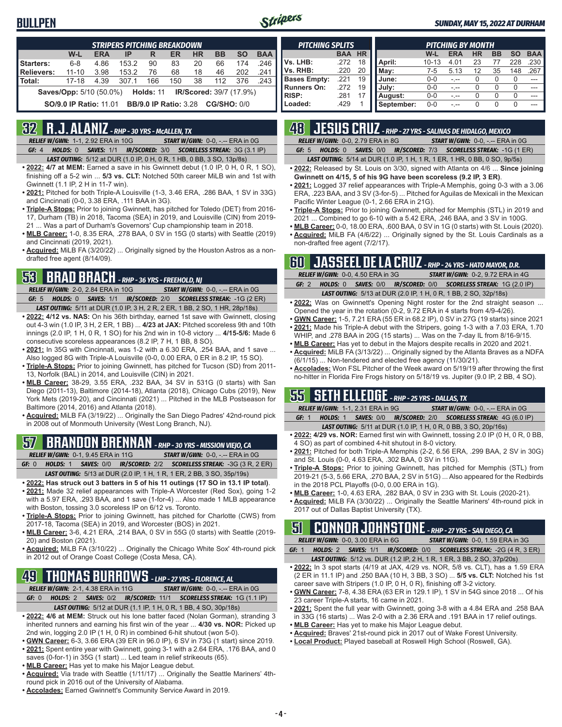# BULLPEN

**SUNDAY, MAY 15, 2022 AT DURHAM**

| STRIPERS PITCHING BREAKDOWN | W-L | ERA | IP | R | ER | HR | BB | SO | BAA |
|---|---|---|---|---|---|---|---|---|---|
| Starters: | 6-8 | 4.86 | 153.2 | 90 | 83 | 20 | 66 | 174 | .246 |
| Relievers: | 11-10 | 3.98 | 153.2 | 76 | 68 | 18 | 46 | 202 | .241 |
| Total: | 17-18 | 4.39 | 307.1 | 166 | 150 | 38 | 112 | 376 | .243 |

**Saves/Opp:** 5/10 (50.0%) **Holds:** 11 **IR/Scored:** 39/7 (17.9%)

**SO/9.0 IP Ratio:** 11.01 **BB/9.0 IP Ratio:** 3.28 **CG/SHO:** 0/0

| PITCHING SPLITS | BAA | HR |
|---|---|---|
| Vs. LHB: | .272 | 18 |
| Vs. RHB: | .220 | 20 |
| Bases Empty: | .221 | 19 |
| Runners On: | .272 | 19 |
| RISP: | .281 | 17 |
| Loaded: | .429 | 1 |

| PITCHING BY MONTH | W-L | ERA | HR | BB | SO | BAA |
|---|---|---|---|---|---|---|
| April: | 10-13 | 4.01 | 23 | 77 | 228 | .230 |
| May: | 7-5 | 5.13 | 12 | 35 | 148 | .267 |
| June: | 0-0 | -.-- | 0 | 0 | 0 | --- |
| July: | 0-0 | -.-- | 0 | 0 | 0 | --- |
| August: | 0-0 | -.-- | 0 | 0 | 0 | --- |
| September: | 0-0 | -.-- | 0 | 0 | 0 | --- |

## 32 R.J. ALANIZ - RHP - 30 YRS - McALLEN, TX

*RELIEF W/GWN:* 1-1, 2.92 ERA in 10G *START W/GWN:* 0-0, -.-- ERA in 0G

*GF:* 4 *HOLDS:* 0 *SAVES:* 1/1 *IR/SCORED:* 3/0 *SCORELESS STREAK:* 3G (3.1 IP)

*LAST OUTING:* 5/12 at DUR (1.0 IP, 0 H, 0 R, 1 HB, 0 BB, 3 SO, 13p/8s)

- **2022: 4/7 at MEM:** Earned a save in his Gwinnett debut (1.0 IP, 0 H, 0 R, 1 SO), finishing off a 5-2 win ... **5/3 vs. CLT:** Notched 50th career MiLB win and 1st with Gwinnett (1.1 IP, 2 H in 11-7 win).
- **2021:** Pitched for both Triple-A Louisville (1-3, 3.46 ERA, .286 BAA, 1 SV in 33G) and Cincinnati (0-0, 3.38 ERA, .111 BAA in 3G).
- **Triple-A Stops:** Prior to joining Gwinnett, has pitched for Toledo (DET) from 2016-17, Durham (TB) in 2018, Tacoma (SEA) in 2019, and Louisville (CIN) from 2019-21 ... Was a part of Durham's Governors' Cup championship team in 2018.
- **MLB Career:** 1-0, 8.35 ERA, .278 BAA, 0 SV in 15G (0 starts) with Seattle (2019) and Cincinnati (2019, 2021).
- **Acquired:** MiLB FA (3/20/22) ... Originally signed by the Houston Astros as a non-drafted free agent (8/14/09).

## 53 BRAD BRACH - RHP - 36 YRS - FREEHOLD, NJ

*RELIEF W/GWN:* 2-0, 2.84 ERA in 10G *START W/GWN:* 0-0, -.-- ERA in 0G

*GF:* 5 *HOLDS:* 0 *SAVES:* 1/1 *IR/SCORED:* 2/0 *SCORELESS STREAK:* -1G (2 ER)

*LAST OUTING:* 5/11 at DUR (1.0 IP, 3 H, 2 R, 2 ER, 1 BB, 2 SO, 1 HR, 28p/18s)

- **2022: 4/12 vs. NAS:** On his 36th birthday, earned 1st save with Gwinnett, closing out 4-3 win (1.0 IP, 3 H, 2 ER, 1 BB) ... **4/23 at JAX:** Pitched scoreless 9th and 10th innings (2.0 IP, 1 H, 0 R, 1 SO) for his 2nd win in 10-8 victory ... **4/15-5/6:** Made 6 consecutive scoreless appearances (8.2 IP, 7 H, 1 BB, 8 SO).
- **2021:** In 35G with Cincinnati, was 1-2 with a 6.30 ERA, .254 BAA, and 1 save ... Also logged 8G with Triple-A Louisville (0-0, 0.00 ERA, 0 ER in 8.2 IP, 15 SO).
- **Triple-A Stops:** Prior to joining Gwinnett, has pitched for Tucson (SD) from 2011-13, Norfolk (BAL) in 2014, and Louisville (CIN) in 2021.
- **MLB Career:** 38-29, 3.55 ERA, .232 BAA, 34 SV in 531G (0 starts) with San Diego (2011-13), Baltimore (2014-18), Atlanta (2018), Chicago Cubs (2019), New York Mets (2019-20), and Cincinnati (2021) ... Pitched in the MLB Postseason for Baltimore (2014, 2016) and Atlanta (2018).
- **Acquired:** MiLB FA (3/19/22) ... Originally the San Diego Padres' 42nd-round pick in 2008 out of Monmouth University (West Long Branch, NJ).

## 57 BRANDON BRENNAN - RHP - 30 YRS - MISSION VIEJO, CA

*RELIEF W/GWN:* 0-1, 9.45 ERA in 11G *START W/GWN:* 0-0, -.-- ERA in 0G

*GF:* 0 *HOLDS:* 1 *SAVES:* 0/0 *IR/SCORED:* 2/2 *SCORELESS STREAK:* -3G (3 R, 2 ER)

*LAST OUTING:* 5/13 at DUR (2.0 IP, 1 H, 1 R, 1 ER, 2 BB, 3 SO, 35p/19s)

- **2022: Has struck out 3 batters in 5 of his 11 outings (17 SO in 13.1 IP total)**.
- **2021:** Made 32 relief appearances with Triple-A Worcester (Red Sox), going 1-2 with a 5.97 ERA, .293 BAA, and 1 save (1-for-4) ... Also made 1 MLB appearance with Boston, tossing 3.0 scoreless IP on 6/12 vs. Toronto.
- **Triple-A Stops:** Prior to joining Gwinnett, has pitched for Charlotte (CWS) from 2017-18, Tacoma (SEA) in 2019, and Worcester (BOS) in 2021.
- **MLB Career:** 3-6, 4.21 ERA, .214 BAA, 0 SV in 55G (0 starts) with Seattle (2019-20) and Boston (2021).
- **Acquired:** MiLB FA (3/10/22) ... Originally the Chicago White Sox' 4th-round pick in 2012 out of Orange Coast College (Costa Mesa, CA).

## 49 THOMAS BURROWS - LHP - 27 YRS - FLORENCE, AL

*RELIEF W/GWN:* 2-1, 4.38 ERA in 11G *START W/GWN:* 0-0, -.-- ERA in 0G

*GF:* 0 *HOLDS:* 2 *SAVES:* 0/2 *IR/SCORED:* 11/1 *SCORELESS STREAK:* 1G (1.1 IP)

*LAST OUTING:* 5/12 at DUR (1.1 IP, 1 H, 0 R, 1 BB, 4 SO, 30p/18s)

- **2022: 4/6 at MEM:** Struck out his lone batter faced (Nolan Gorman), stranding 3 inherited runners and earning his first win of the year ... **4/30 vs. NOR:** Picked up 2nd win, logging 2.0 IP (1 H, 0 R) in combined 6-hit shutout (won 5-0).
- **GWN Career:** 6-3, 3.66 ERA (39 ER in 96.0 IP), 6 SV in 73G (1 start) since 2019.
- **2021:** Spent entire year with Gwinnett, going 3-1 with a 2.64 ERA, .176 BAA, and 0 saves (0-for-1) in 35G (1 start) ... Led team in relief strikeouts (65).
- **MLB Career:** Has yet to make his Major League debut.
- **Acquired:** Via trade with Seattle (1/11/17) ... Originally the Seattle Mariners' 4th-round pick in 2016 out of the University of Alabama.
- **Accolades:** Earned Gwinnett's Community Service Award in 2019.

## 48 JESUS CRUZ - RHP - 27 YRS - SALINAS DE HIDALGO, MEXICO

*RELIEF W/GWN:* 0-0, 2.79 ERA in 8G *START W/GWN:* 0-0, -.-- ERA in 0G

*GF:* 5 *HOLDS:* 0 *SAVES:* 0/0 *IR/SCORED:* 7/3 *SCORELESS STREAK:* -1G (1 ER)

*LAST OUTING:* 5/14 at DUR (1.0 IP, 1 H, 1 R, 1 ER, 1 HR, 0 BB, 0 SO, 9p/5s)

- **2022:** Released by St. Louis on 3/30, signed with Atlanta on 4/6 ... **Since joining Gwinnett on 4/15, 5 of his 9G have been scoreless (9.2 IP, 3 ER)**.
- **2021:** Logged 37 relief appearances with Triple-A Memphis, going 0-3 with a 3.06 ERA, .223 BAA, and 3 SV (3-for-5) ... Pitched for Aguilas de Mexicali in the Mexican Pacific Winter League (0-1, 2.66 ERA in 21G).
- **Triple-A Stops:** Prior to joining Gwinnett, pitched for Memphis (STL) in 2019 and 2021 ... Combined to go 6-10 with a 5.42 ERA, .246 BAA, and 3 SV in 100G.
- **MLB Career:** 0-0, 18.00 ERA, .600 BAA, 0 SV in 1G (0 starts) with St. Louis (2020).
- **Acquired:** MiLB FA (4/6/22) ... Originally signed by the St. Louis Cardinals as a non-drafted free agent (7/2/17).

## 60 JASSEEL DE LA CRUZ - RHP - 24 YRS - HATO MAYOR, D.R.

*RELIEF W/GWN:* 0-0, 4.50 ERA in 3G *START W/GWN:* 0-2, 9.72 ERA in 4G

*GF:* 2 *HOLDS:* 0 *SAVES:* 0/0 *IR/SCORED:* 0/0 *SCORELESS STREAK:* 1G (2.0 IP)

*LAST OUTING:* 5/13 at DUR (2.0 IP, 1 H, 0 R, 1 BB, 2 SO, 32p/18s)

- **2022:** Was on Gwinnett's Opening Night roster for the 2nd straight season ... Opened the year in the rotation (0-2, 9.72 ERA in 4 starts from 4/9-4/26).
- **GWN Career:** 1-5, 7.21 ERA (55 ER in 68.2 IP), 0 SV in 27G (19 starts) since 2021
- **2021:** Made his Triple-A debut with the Stripers, going 1-3 with a 7.03 ERA, 1.70 WHIP, and .278 BAA in 20G (15 starts) ... Was on the 7-day IL from 8/16-9/15.
- **MLB Career:** Has yet to debut in the Majors despite recalls in 2020 and 2021.
- **Acquired:** MiLB FA (3/13/22) ... Originally signed by the Atlanta Braves as a NDFA (6/1/15) ... Non-tendered and elected free agency (11/30/21).
- **Accolades:** Won FSL Pitcher of the Week award on 5/19/19 after throwing the first no-hitter in Florida Fire Frogs history on 5/18/19 vs. Jupiter (9.0 IP, 2 BB, 4 SO).

## 55 SETH ELLEDGE - RHP - 25 YRS - DALLAS, TX

*RELIEF W/GWN:* 1-1, 2.31 ERA in 9G *START W/GWN:* 0-0, -.-- ERA in 0G

*GF:* 1 *HOLDS:* 1 *SAVES:* 0/0 *IR/SCORED:* 2/0 *SCORELESS STREAK:* 4G (6.0 IP)

*LAST OUTING:* 5/11 at DUR (1.0 IP, 1 H, 0 R, 0 BB, 3 SO, 20p/16s)

- **2022: 4/29 vs. NOR:** Earned first win with Gwinnett, tossing 2.0 IP (0 H, 0 R, 0 BB, 4 SO) as part of combined 4-hit shutout in 8-0 victory.
- **2021:** Pitched for both Triple-A Memphis (2-2, 6.56 ERA, .299 BAA, 2 SV in 30G) and St. Louis (0-0, 4.63 ERA, .302 BAA, 0 SV in 11G).
- **Triple-A Stops:** Prior to joining Gwinnett, has pitched for Memphis (STL) from 2019-21 (5-3, 5.66 ERA, .270 BAA, 2 SV in 51G) ... Also appeared for the Redbirds in the 2018 PCL Playoffs (0-0, 0.00 ERA in 1G).
- **MLB Career:** 1-0, 4.63 ERA, .282 BAA, 0 SV in 23G with St. Louis (2020-21).
- **Acquired:** MiLB FA (3/30/22) ... Originally the Seattle Mariners' 4th-round pick in 2017 out of Dallas Baptist University (TX).

## 51 CONNOR JOHNSTONE - RHP - 27 YRS - SAN DIEGO, CA

*RELIEF W/GWN:* 0-0, 3.00 ERA in 6G *START W/GWN:* 0-1, 1.59 ERA in 3G

*GF:* 1 *HOLDS:* 2 *SAVES:* 1/1 *IR/SCORED:* 0/0 *SCORELESS STREAK:* -2G (4 R, 3 ER)

*LAST OUTING:* 5/12 vs. DUR (1.2 IP, 2 H, 1 R, 1 ER, 3 BB, 2 SO, 37p/20s)

- **2022:** In 3 spot starts (4/19 at JAX, 4/29 vs. NOR, 5/8 vs. CLT), has a 1.59 ERA (2 ER in 11.1 IP) and .250 BAA (10 H, 3 BB, 3 SO) ... **5/5 vs. CLT:** Notched his 1st career save with Stripers (1.0 IP, 0 H, 0 R), finishing off 3-2 victory.
- **GWN Career:** 7-8, 4.38 ERA (63 ER in 129.1 IP), 1 SV in 54G since 2018 ... Of his 23 career Triple-A starts, 16 came in 2021.
- **2021:** Spent the full year with Gwinnett, going 3-8 with a 4.84 ERA and .258 BAA in 33G (16 starts) ... Was 2-0 with a 2.36 ERA and .191 BAA in 17 relief outings.
- **MLB Career:** Has yet to make his Major League debut.
- **Acquired:** Braves' 21st-round pick in 2017 out of Wake Forest University.
- **Local Product:** Played baseball at Roswell High School (Roswell, GA).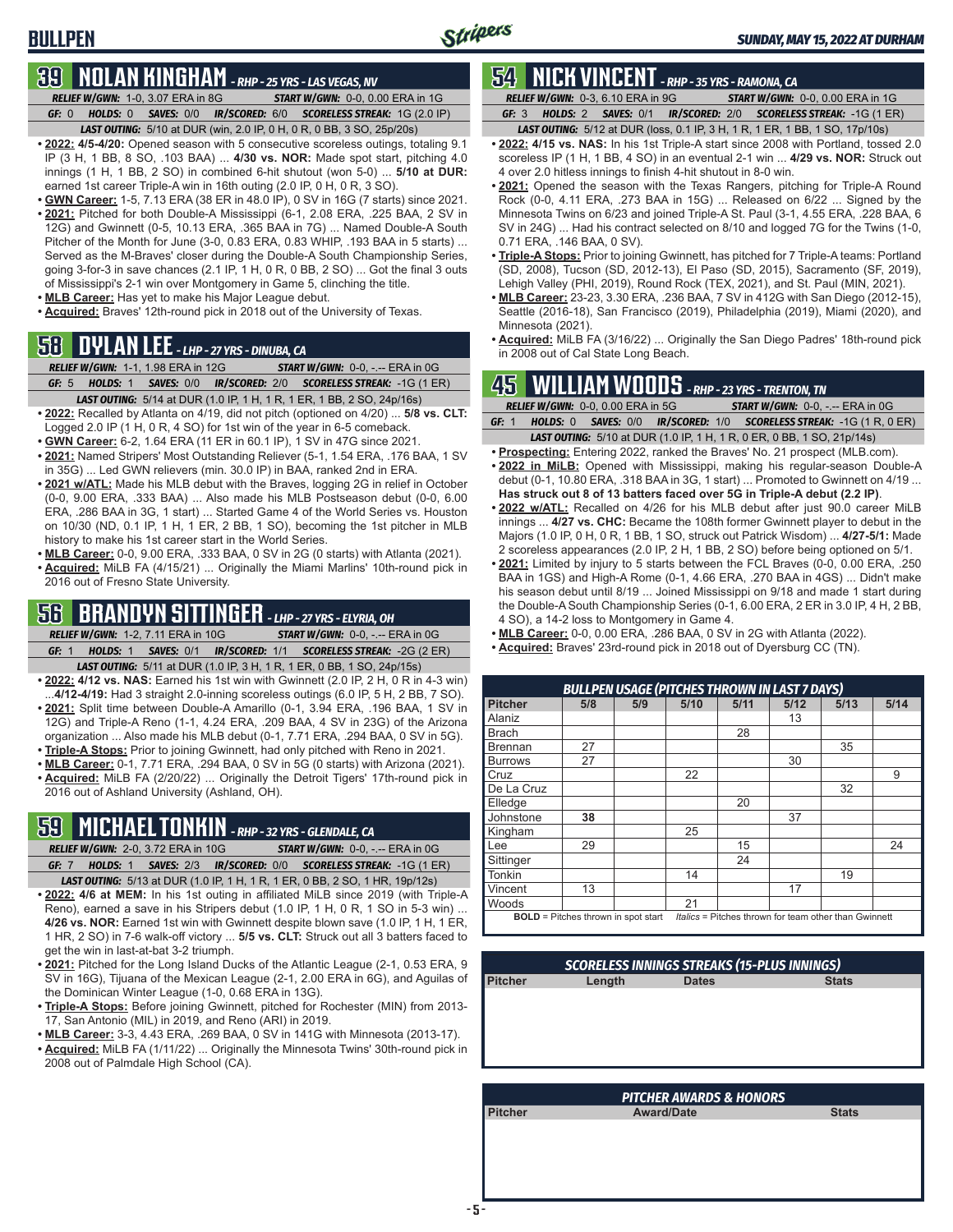## 39 NOLAN KINGHAM - RHP - 25 YRS - LAS VEGAS, NV

**RELIEF W/GWN:** 1-0, 3.07 ERA in 8G | **START W/GWN:** 0-0, 0.00 ERA in 1G
**GF:** 0 | **HOLDS:** 0 | **SAVES:** 0/0 | **IR/SCORED:** 6/0 | **SCORELESS STREAK:** 1G (2.0 IP)
**LAST OUTING:** 5/10 at DUR (win, 2.0 IP, 0 H, 0 R, 0 BB, 3 SO, 25p/20s)

- **2022: 4/5-4/20:** Opened season with 5 consecutive scoreless outings, totaling 9.1 IP (3 H, 1 BB, 8 SO, .103 BAA) ... **4/30 vs. NOR:** Made spot start, pitching 4.0 innings (1 H, 1 BB, 2 SO) in combined 6-hit shutout (won 5-0) ... **5/10 at DUR:** earned 1st career Triple-A win in 16th outing (2.0 IP, 0 H, 0 R, 3 SO).
- **GWN Career:** 1-5, 7.13 ERA (38 ER in 48.0 IP), 0 SV in 16G (7 starts) since 2021.
- **2021:** Pitched for both Double-A Mississippi (6-1, 2.08 ERA, .225 BAA, 2 SV in 12G) and Gwinnett (0-5, 10.13 ERA, .365 BAA in 7G) ... Named Double-A South Pitcher of the Month for June (3-0, 0.83 ERA, 0.83 WHIP, .193 BAA in 5 starts) ... Served as the M-Braves' closer during the Double-A South Championship Series, going 3-for-3 in save chances (2.1 IP, 1 H, 0 R, 0 BB, 2 SO) ... Got the final 3 outs of Mississippi's 2-1 win over Montgomery in Game 5, clinching the title.
- **MLB Career:** Has yet to make his Major League debut.
- **Acquired:** Braves' 12th-round pick in 2018 out of the University of Texas.

## 58 DYLAN LEE - LHP - 27 YRS - DINUBA, CA

**RELIEF W/GWN:** 1-1, 1.98 ERA in 12G | **START W/GWN:** 0-0, -.-- ERA in 0G
**GF:** 5 | **HOLDS:** 1 | **SAVES:** 0/0 | **IR/SCORED:** 2/0 | **SCORELESS STREAK:** -1G (1 ER)
**LAST OUTING:** 5/14 at DUR (1.0 IP, 1 H, 1 R, 1 ER, 1 BB, 2 SO, 24p/16s)

- **2022:** Recalled by Atlanta on 4/19, did not pitch (optioned on 4/20) ... **5/8 vs. CLT:** Logged 2.0 IP (1 H, 0 R, 4 SO) for 1st win of the year in 6-5 comeback.
- **GWN Career:** 6-2, 1.64 ERA (11 ER in 60.1 IP), 1 SV in 47G since 2021.
- **2021:** Named Stripers' Most Outstanding Reliever (5-1, 1.54 ERA, .176 BAA, 1 SV in 35G) ... Led GWN relievers (min. 30.0 IP) in BAA, ranked 2nd in ERA.
- **2021 w/ATL:** Made his MLB debut with the Braves, logging 2G in relief in October (0-0, 9.00 ERA, .333 BAA) ... Also made his MLB Postseason debut (0-0, 6.00 ERA, .286 BAA in 3G, 1 start) ... Started Game 4 of the World Series vs. Houston on 10/30 (ND, 0.1 IP, 1 H, 1 ER, 2 BB, 1 SO), becoming the 1st pitcher in MLB history to make his 1st career start in the World Series.
- **MLB Career:** 0-0, 9.00 ERA, .333 BAA, 0 SV in 2G (0 starts) with Atlanta (2021).
- **Acquired:** MiLB FA (4/15/21) ... Originally the Miami Marlins' 10th-round pick in 2016 out of Fresno State University.

## 56 BRANDYN SITTINGER - LHP - 27 YRS - ELYRIA, OH

**RELIEF W/GWN:** 1-2, 7.11 ERA in 10G | **START W/GWN:** 0-0, -.-- ERA in 0G
**GF:** 1 | **HOLDS:** 1 | **SAVES:** 0/1 | **IR/SCORED:** 1/1 | **SCORELESS STREAK:** -2G (2 ER)
**LAST OUTING:** 5/11 at DUR (1.0 IP, 3 H, 1 R, 1 ER, 0 BB, 1 SO, 24p/15s)

- **2022: 4/12 vs. NAS:** Earned his 1st win with Gwinnett (2.0 IP, 2 H, 0 R in 4-3 win) ...**4/12-4/19:** Had 3 straight 2.0-inning scoreless outings (6.0 IP, 5 H, 2 BB, 7 SO).
- **2021:** Split time between Double-A Amarillo (0-1, 3.94 ERA, .196 BAA, 1 SV in 12G) and Triple-A Reno (1-1, 4.24 ERA, .209 BAA, 4 SV in 23G) of the Arizona organization ... Also made his MLB debut (0-1, 7.71 ERA, .294 BAA, 0 SV in 5G).
- **Triple-A Stops:** Prior to joining Gwinnett, had only pitched with Reno in 2021.
- **MLB Career:** 0-1, 7.71 ERA, .294 BAA, 0 SV in 5G (0 starts) with Arizona (2021).
- **Acquired:** MiLB FA (2/20/22) ... Originally the Detroit Tigers' 17th-round pick in 2016 out of Ashland University (Ashland, OH).

## 59 MICHAEL TONKIN - RHP - 32 YRS - GLENDALE, CA

**RELIEF W/GWN:** 2-0, 3.72 ERA in 10G | **START W/GWN:** 0-0, -.-- ERA in 0G
**GF:** 7 | **HOLDS:** 1 | **SAVES:** 2/3 | **IR/SCORED:** 0/0 | **SCORELESS STREAK:** -1G (1 ER)
**LAST OUTING:** 5/13 at DUR (1.0 IP, 1 H, 1 R, 1 ER, 0 BB, 2 SO, 1 HR, 19p/12s)

- **2022: 4/6 at MEM:** In his 1st outing in affiliated MiLB since 2019 (with Triple-A Reno), earned a save in his Stripers debut (1.0 IP, 1 H, 0 R, 1 SO in 5-3 win) ... **4/26 vs. NOR:** Earned 1st win with Gwinnett despite blown save (1.0 IP, 1 H, 1 ER, 1 HR, 2 SO) in 7-6 walk-off victory ... **5/5 vs. CLT:** Struck out all 3 batters faced to get the win in last-at-bat 3-2 triumph.
- **2021:** Pitched for the Long Island Ducks of the Atlantic League (2-1, 0.53 ERA, 9 SV in 16G), Tijuana of the Mexican League (2-1, 2.00 ERA in 6G), and Aguilas of the Dominican Winter League (1-0, 0.68 ERA in 13G).
- **Triple-A Stops:** Before joining Gwinnett, pitched for Rochester (MIN) from 2013-17, San Antonio (MIL) in 2019, and Reno (ARI) in 2019.
- **MLB Career:** 3-3, 4.43 ERA, .269 BAA, 0 SV in 141G with Minnesota (2013-17).
- **Acquired:** MiLB FA (1/11/22) ... Originally the Minnesota Twins' 30th-round pick in 2008 out of Palmdale High School (CA).

## 54 NICK VINCENT - RHP - 35 YRS - RAMONA, CA

**RELIEF W/GWN:** 0-3, 6.10 ERA in 9G | **START W/GWN:** 0-0, 0.00 ERA in 1G
**GF:** 3 | **HOLDS:** 2 | **SAVES:** 0/1 | **IR/SCORED:** 2/0 | **SCORELESS STREAK:** -1G (1 ER)
**LAST OUTING:** 5/12 at DUR (loss, 0.1 IP, 3 H, 1 R, 1 ER, 1 BB, 1 SO, 17p/10s)

- **2022: 4/15 vs. NAS:** In his 1st Triple-A start since 2008 with Portland, tossed 2.0 scoreless IP (1 H, 1 BB, 4 SO) in an eventual 2-1 win ... **4/29 vs. NOR:** Struck out 4 over 2.0 hitless innings to finish 4-hit shutout in 8-0 win.
- **2021:** Opened the season with the Texas Rangers, pitching for Triple-A Round Rock (0-0, 4.11 ERA, .273 BAA in 15G) ... Released on 6/22 ... Signed by the Minnesota Twins on 6/23 and joined Triple-A St. Paul (3-1, 4.55 ERA, .228 BAA, 6 SV in 24G) ... Had his contract selected on 8/10 and logged 7G for the Twins (1-0, 0.71 ERA, .146 BAA, 0 SV).
- **Triple-A Stops:** Prior to joining Gwinnett, has pitched for 7 Triple-A teams: Portland (SD, 2008), Tucson (SD, 2012-13), El Paso (SD, 2015), Sacramento (SF, 2019), Lehigh Valley (PHI, 2019), Round Rock (TEX, 2021), and St. Paul (MIN, 2021).
- **MLB Career:** 23-23, 3.30 ERA, .236 BAA, 7 SV in 412G with San Diego (2012-15), Seattle (2016-18), San Francisco (2019), Philadelphia (2019), Miami (2020), and Minnesota (2021).
- **Acquired:** MiLB FA (3/16/22) ... Originally the San Diego Padres' 18th-round pick in 2008 out of Cal State Long Beach.

## 45 WILLIAM WOODS - RHP - 23 YRS - TRENTON, TN

**RELIEF W/GWN:** 0-0, 0.00 ERA in 5G | **START W/GWN:** 0-0, -.-- ERA in 0G
**GF:** 1 | **HOLDS:** 0 | **SAVES:** 0/0 | **IR/SCORED:** 1/0 | **SCORELESS STREAK:** -1G (1 R, 0 ER)
**LAST OUTING:** 5/10 at DUR (1.0 IP, 1 H, 1 R, 0 ER, 0 BB, 1 SO, 21p/14s)

- **Prospecting:** Entering 2022, ranked the Braves' No. 21 prospect (MLB.com).
- **2022 in MiLB:** Opened with Mississippi, making his regular-season Double-A debut (0-1, 10.80 ERA, .318 BAA in 3G, 1 start) ... Promoted to Gwinnett on 4/19 ... **Has struck out 8 of 13 batters faced over 5G in Triple-A debut (2.2 IP)**.
- **2022 w/ATL:** Recalled on 4/26 for his MLB debut after just 90.0 career MiLB innings ... **4/27 vs. CHC:** Became the 108th former Gwinnett player to debut in the Majors (1.0 IP, 0 H, 0 R, 1 BB, 1 SO, struck out Patrick Wisdom) ... **4/27-5/1:** Made 2 scoreless appearances (2.0 IP, 2 H, 1 BB, 2 SO) before being optioned on 5/1.
- **2021:** Limited by injury to 5 starts between the FCL Braves (0-0, 0.00 ERA, .250 BAA in 1GS) and High-A Rome (0-1, 4.66 ERA, .270 BAA in 4GS) ... Didn't make his season debut until 8/19 ... Joined Mississippi on 9/18 and made 1 start during the Double-A South Championship Series (0-1, 6.00 ERA, 2 ER in 3.0 IP, 4 H, 2 BB, 4 SO), a 14-2 loss to Montgomery in Game 4.
- **MLB Career:** 0-0, 0.00 ERA, .286 BAA, 0 SV in 2G with Atlanta (2022).
- **Acquired:** Braves' 23rd-round pick in 2018 out of Dyersburg CC (TN).

### BULLPEN USAGE (PITCHES THROWN IN LAST 7 DAYS)

| Pitcher | 5/8 | 5/9 | 5/10 | 5/11 | 5/12 | 5/13 | 5/14 |
|---|---|---|---|---|---|---|---|
| Alaniz | | | | | 13 | | |
| Brach | | | | 28 | | | |
| Brennan | 27 | | | | | 35 | |
| Burrows | 27 | | | | 30 | | |
| Cruz | | | 22 | | | | 9 |
| De La Cruz | | | | | | 32 | |
| Elledge | | | | 20 | | | |
| Johnstone | **38** | | | | 37 | | |
| Kingham | | | 25 | | | | |
| Lee | 29 | | | 15 | | | 24 |
| Sittinger | | | | 24 | | | |
| Tonkin | | | 14 | | | 19 | |
| Vincent | 13 | | | | 17 | | |
| Woods | | | 21 | | | | |

**BOLD** = Pitches thrown in spot start | *Italics* = Pitches thrown for team other than Gwinnett

### SCORELESS INNINGS STREAKS (15-PLUS INNINGS)

| Pitcher | Length | Dates | Stats |
|---|---|---|---|

### PITCHER AWARDS & HONORS

| Pitcher | Award/Date | Stats |
|---|---|---|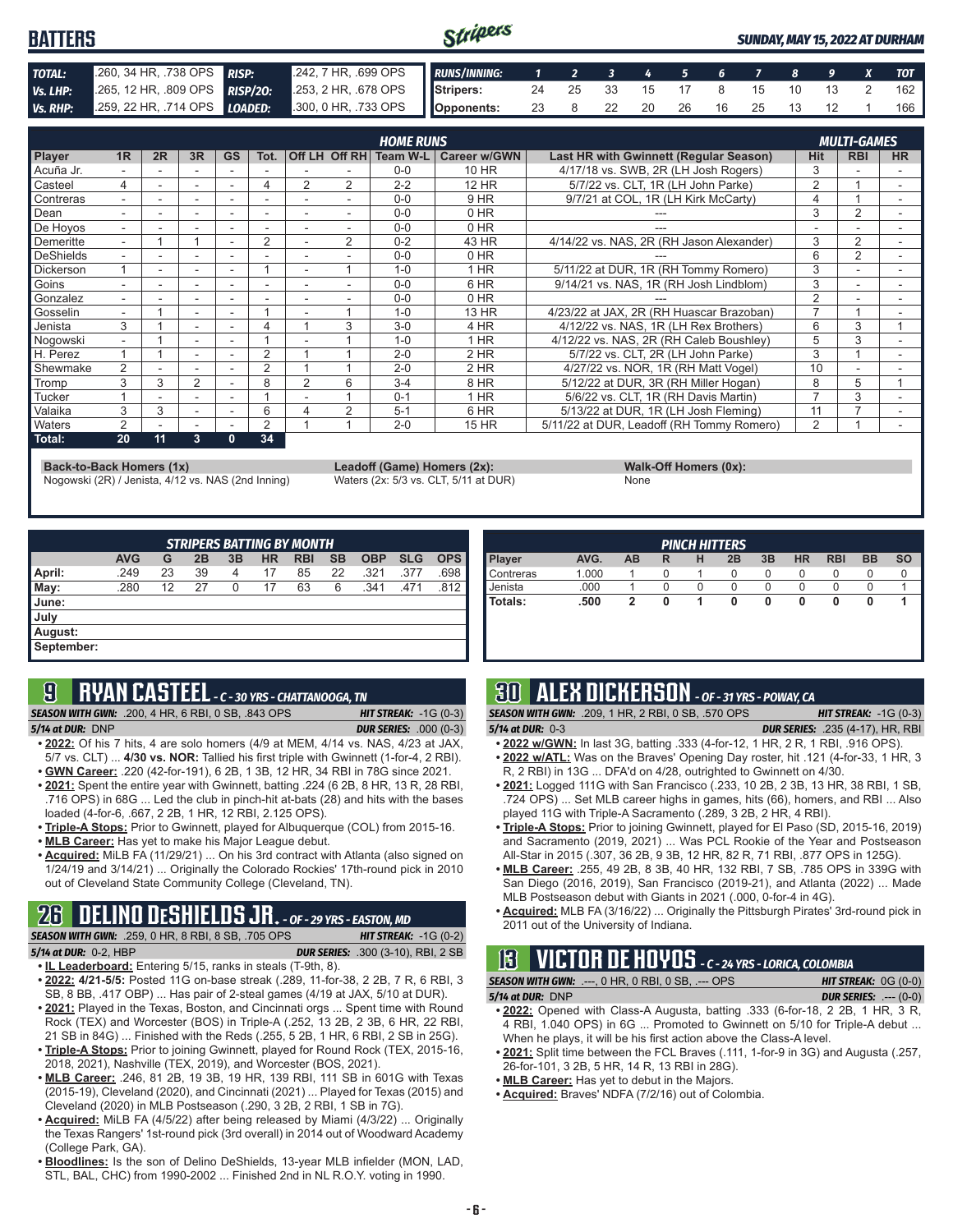# BATTERS

*SUNDAY, MAY 15, 2022 AT DURHAM*

| | | | |
|---|---|---|---|
| **TOTAL:** | .260, 34 HR, .738 OPS | **RISP:** | .242, 7 HR, .699 OPS |
| **Vs. LHP:** | .265, 12 HR, .809 OPS | **RISP/2O:** | .253, 2 HR, .678 OPS |
| **Vs. RHP:** | .259, 22 HR, .714 OPS | **LOADED:** | .300, 0 HR, .733 OPS |

| RUNS/INNING: | 1 | 2 | 3 | 4 | 5 | 6 | 7 | 8 | 9 | X | TOT |
|---|---|---|---|---|---|---|---|---|---|---|---|
| Stripers: | 24 | 25 | 33 | 15 | 17 | 8 | 15 | 10 | 13 | 2 | 162 |
| Opponents: | 23 | 8 | 22 | 20 | 26 | 16 | 25 | 13 | 12 | 1 | 166 |

| Player | 1R | 2R | 3R | GS | Tot. | Off LH | Off RH | Team W-L | Career w/GWN | Last HR with Gwinnett (Regular Season) | Hit | RBI | HR |
|---|---|---|---|---|---|---|---|---|---|---|---|---|---|
| | | | | | HOME RUNS | | | | | | MULTI-GAMES | | |
| Acuña Jr. | - | - | - | - | - | - | - | 0-0 | 10 HR | 4/17/18 vs. SWB, 2R (LH Josh Rogers) | 3 | - | - |
| Casteel | 4 | - | - | - | 4 | 2 | 2 | 2-2 | 12 HR | 5/7/22 vs. CLT, 1R (LH John Parke) | 2 | 1 | - |
| Contreras | - | - | - | - | - | - | - | 0-0 | 9 HR | 9/7/21 at COL, 1R (LH Kirk McCarty) | 4 | 1 | - |
| Dean | - | - | - | - | - | - | - | 0-0 | 0 HR | --- | 3 | 2 | - |
| De Hoyos | - | - | - | - | - | - | - | 0-0 | 0 HR | --- | - | - | - |
| Demeritte | - | 1 | 1 | - | 2 | - | 2 | 0-2 | 43 HR | 4/14/22 vs. NAS, 2R (RH Jason Alexander) | 3 | 2 | - |
| DeShields | - | - | - | - | - | - | - | 0-0 | 0 HR | --- | 6 | 2 | - |
| Dickerson | 1 | - | - | - | 1 | - | 1 | 1-0 | 1 HR | 5/11/22 at DUR, 1R (RH Tommy Romero) | 3 | - | - |
| Goins | - | - | - | - | - | - | - | 0-0 | 6 HR | 9/14/21 vs. NAS, 1R (RH Josh Lindblom) | 3 | - | - |
| Gonzalez | - | - | - | - | - | - | - | 0-0 | 0 HR | --- | 2 | - | - |
| Gosselin | - | 1 | - | - | 1 | - | 1 | 1-0 | 13 HR | 4/23/22 at JAX, 2R (RH Huascar Brazoban) | 7 | 1 | - |
| Jenista | 3 | 1 | - | - | 4 | 1 | 3 | 3-0 | 4 HR | 4/12/22 vs. NAS, 1R (LH Rex Brothers) | 6 | 3 | 1 |
| Nogowski | - | 1 | - | - | 1 | - | 1 | 1-0 | 1 HR | 4/12/22 vs. NAS, 2R (RH Caleb Boushley) | 5 | 3 | - |
| H. Perez | 1 | 1 | - | - | 2 | 1 | 1 | 2-0 | 2 HR | 5/7/22 vs. CLT, 2R (LH John Parke) | 3 | 1 | - |
| Shewmake | 2 | - | - | - | 2 | 1 | 1 | 2-0 | 2 HR | 4/27/22 vs. NOR, 1R (RH Matt Vogel) | 10 | - | - |
| Tromp | 3 | 3 | 2 | - | 8 | 2 | 6 | 3-4 | 8 HR | 5/12/22 at DUR, 3R (RH Miller Hogan) | 8 | 5 | 1 |
| Tucker | 1 | - | - | - | 1 | - | 1 | 0-1 | 1 HR | 5/6/22 vs. CLT, 1R (RH Davis Martin) | 7 | 3 | - |
| Valaika | 3 | 3 | - | - | 6 | 4 | 2 | 5-1 | 6 HR | 5/13/22 at DUR, 1R (LH Josh Fleming) | 11 | 7 | - |
| Waters | 2 | - | - | - | 2 | 1 | 1 | 2-0 | 15 HR | 5/11/22 at DUR, Leadoff (RH Tommy Romero) | 2 | 1 | - |
| **Total:** | **20** | **11** | **3** | **0** | **34** | | | | | | | | |

**Back-to-Back Homers (1x)**
Nogowski (2R) / Jenista, 4/12 vs. NAS (2nd Inning)

**Leadoff (Game) Homers (2x):**
Waters (2x: 5/3 vs. CLT, 5/11 at DUR)

**Walk-Off Homers (0x):**
None

| STRIPERS BATTING BY MONTH | AVG | G | 2B | 3B | HR | RBI | SB | OBP | SLG | OPS |
|---|---|---|---|---|---|---|---|---|---|---|
| April: | .249 | 23 | 39 | 4 | 17 | 85 | 22 | .321 | .377 | .698 |
| May: | .280 | 12 | 27 | 0 | 17 | 63 | 6 | .341 | .471 | .812 |
| June: | | | | | | | | | | |
| July | | | | | | | | | | |
| August: | | | | | | | | | | |
| September: | | | | | | | | | | |

| PINCH HITTERS Player | AVG. | AB | R | H | 2B | 3B | HR | RBI | BB | SO |
|---|---|---|---|---|---|---|---|---|---|---|
| Contreras | 1.000 | 1 | 0 | 1 | 0 | 0 | 0 | 0 | 0 | 0 |
| Jenista | .000 | 1 | 0 | 0 | 0 | 0 | 0 | 0 | 0 | 1 |
| **Totals:** | **.500** | **2** | **0** | **1** | **0** | **0** | **0** | **0** | **0** | **1** |

## 9 RYAN CASTEEL - C - 30 YRS - CHATTANOOGA, TN

*SEASON WITH GWN:* .200, 4 HR, 6 RBI, 0 SB, .843 OPS — *HIT STREAK:* -1G (0-3)
*5/14 at DUR:* DNP — *DUR SERIES:* .000 (0-3)

- **2022:** Of his 7 hits, 4 are solo homers (4/9 at MEM, 4/14 vs. NAS, 4/23 at JAX, 5/7 vs. CLT) ... **4/30 vs. NOR:** Tallied his first triple with Gwinnett (1-for-4, 2 RBI).
- **GWN Career:** .220 (42-for-191), 6 2B, 1 3B, 12 HR, 34 RBI in 78G since 2021.
- **2021:** Spent the entire year with Gwinnett, batting .224 (6 2B, 8 HR, 13 R, 28 RBI, .716 OPS) in 68G ... Led the club in pinch-hit at-bats (28) and hits with the bases loaded (4-for-6, .667, 2 2B, 1 HR, 12 RBI, 2.125 OPS).
- **Triple-A Stops:** Prior to Gwinnett, played for Albuquerque (COL) from 2015-16.
- **MLB Career:** Has yet to make his Major League debut.
- **Acquired:** MiLB FA (11/29/21) ... On his 3rd contract with Atlanta (also signed on 1/24/19 and 3/14/21) ... Originally the Colorado Rockies' 17th-round pick in 2010 out of Cleveland State Community College (Cleveland, TN).

## 26 DELINO DESHIELDS JR. - OF - 29 YRS - EASTON, MD

*SEASON WITH GWN:* .259, 0 HR, 8 RBI, 8 SB, .705 OPS — *HIT STREAK:* -1G (0-2)
*5/14 at DUR:* 0-2, HBP — *DUR SERIES:* .300 (3-10), RBI, 2 SB

- **IL Leaderboard:** Entering 5/15, ranks in steals (T-9th, 8).
- **2022: 4/21-5/5:** Posted 11G on-base streak (.289, 11-for-38, 2 2B, 7 R, 6 RBI, 3 SB, 8 BB, .417 OBP) ... Has pair of 2-steal games (4/19 at JAX, 5/10 at DUR).
- **2021:** Played in the Texas, Boston, and Cincinnati orgs ... Spent time with Round Rock (TEX) and Worcester (BOS) in Triple-A (.252, 13 2B, 2 3B, 6 HR, 22 RBI, 21 SB in 84G) ... Finished with the Reds (.255, 5 2B, 1 HR, 6 RBI, 2 SB in 25G).
- **Triple-A Stops:** Prior to joining Gwinnett, played for Round Rock (TEX, 2015-16, 2018, 2021), Nashville (TEX, 2019), and Worcester (BOS, 2021).
- **MLB Career:** .246, 81 2B, 19 3B, 19 HR, 139 RBI, 111 SB in 601G with Texas (2015-19), Cleveland (2020), and Cincinnati (2021) ... Played for Texas (2015) and Cleveland (2020) in MLB Postseason (.290, 3 2B, 2 RBI, 1 SB in 7G).
- **Acquired:** MiLB FA (4/5/22) after being released by Miami (4/3/22) ... Originally the Texas Rangers' 1st-round pick (3rd overall) in 2014 out of Woodward Academy (College Park, GA).
- **Bloodlines:** Is the son of Delino DeShields, 13-year MLB infielder (MON, LAD, STL, BAL, CHC) from 1990-2002 ... Finished 2nd in NL R.O.Y. voting in 1990.

## 30 ALEX DICKERSON - OF - 31 YRS - POWAY, CA

*SEASON WITH GWN:* .209, 1 HR, 2 RBI, 0 SB, .570 OPS — *HIT STREAK:* -1G (0-3)
*5/14 at DUR:* 0-3 — *DUR SERIES:* .235 (4-17), HR, RBI

- **2022 w/GWN:** In last 3G, batting .333 (4-for-12, 1 HR, 2 R, 1 RBI, .916 OPS).
- **2022 w/ATL:** Was on the Braves' Opening Day roster, hit .121 (4-for-33, 1 HR, 3 R, 2 RBI) in 13G ... DFA'd on 4/28, outrighted to Gwinnett on 4/30.
- **2021:** Logged 111G with San Francisco (.233, 10 2B, 2 3B, 13 HR, 38 RBI, 1 SB, .724 OPS) ... Set MLB career highs in games, hits (66), homers, and RBI ... Also played 11G with Triple-A Sacramento (.289, 3 2B, 2 HR, 4 RBI).
- **Triple-A Stops:** Prior to joining Gwinnett, played for El Paso (SD, 2015-16, 2019) and Sacramento (2019, 2021) ... Was PCL Rookie of the Year and Postseason All-Star in 2015 (.307, 36 2B, 9 3B, 12 HR, 82 R, 71 RBI, .877 OPS in 125G).
- **MLB Career:** .255, 49 2B, 8 3B, 40 HR, 132 RBI, 7 SB, .785 OPS in 339G with San Diego (2016, 2019), San Francisco (2019-21), and Atlanta (2022) ... Made MLB Postseason debut with Giants in 2021 (.000, 0-for-4 in 4G).
- **Acquired:** MLB FA (3/16/22) ... Originally the Pittsburgh Pirates' 3rd-round pick in 2011 out of the University of Indiana.

## 13 VICTOR DE HOYOS - C - 24 YRS - LORICA, COLOMBIA

*SEASON WITH GWN:* .---, 0 HR, 0 RBI, 0 SB, .--- OPS — *HIT STREAK:* 0G (0-0)
*5/14 at DUR:* DNP — *DUR SERIES:* .--- (0-0)

- **2022:** Opened with Class-A Augusta, batting .333 (6-for-18, 2 2B, 1 HR, 3 R, 4 RBI, 1.040 OPS) in 6G ... Promoted to Gwinnett on 5/10 for Triple-A debut ... When he plays, it will be his first action above the Class-A level.
- **2021:** Split time between the FCL Braves (.111, 1-for-9 in 3G) and Augusta (.257, 26-for-101, 3 2B, 5 HR, 14 R, 13 RBI in 28G).
- **MLB Career:** Has yet to debut in the Majors.
- **Acquired:** Braves' NDFA (7/2/16) out of Colombia.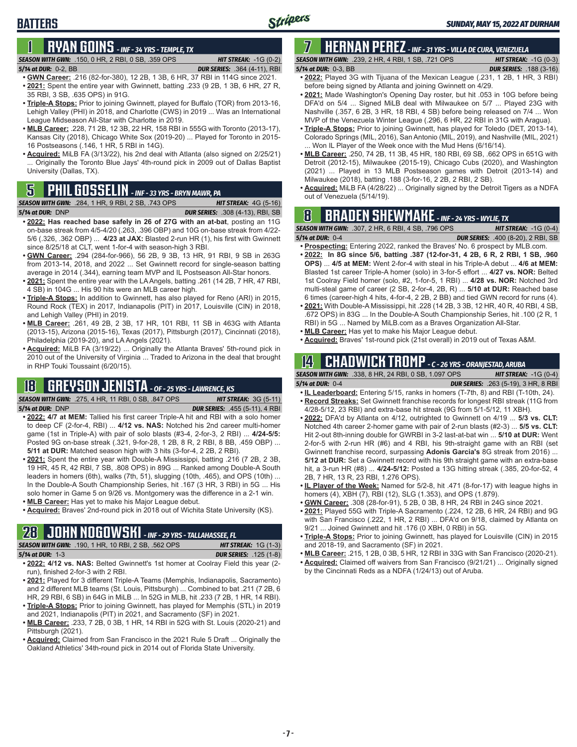## BATTERS

### 1 RYAN GOINS - INF - 34 YRS - TEMPLE, TX

**SEASON WITH GWN:** .150, 0 HR, 2 RBI, 0 SB, .359 OPS — **HIT STREAK:** -1G (0-2)
**5/14 at DUR:** 0-2, BB — **DUR SERIES:** .364 (4-11), RBI

- **GWN Career:** .216 (82-for-380), 12 2B, 1 3B, 6 HR, 37 RBI in 114G since 2021.
- **2021:** Spent the entire year with Gwinnett, batting .233 (9 2B, 1 3B, 6 HR, 27 R, 35 RBI, 3 SB, .635 OPS) in 91G.
- **Triple-A Stops:** Prior to joining Gwinnett, played for Buffalo (TOR) from 2013-16, Lehigh Valley (PHI) in 2018, and Charlotte (CWS) in 2019 ... Was an International League Midseason All-Star with Charlotte in 2019.
- **MLB Career:** .228, 71 2B, 12 3B, 22 HR, 158 RBI in 555G with Toronto (2013-17), Kansas City (2018), Chicago White Sox (2019-20) ... Played for Toronto in 2015-16 Postseasons (.146, 1 HR, 5 RBI in 14G).
- **Acquired:** MiLB FA (3/13/22), his 2nd deal with Atlanta (also signed on 2/25/21) ... Originally the Toronto Blue Jays' 4th-round pick in 2009 out of Dallas Baptist University (Dallas, TX).

### 5 PHIL GOSSELIN - INF - 33 YRS - BRYN MAWR, PA

**SEASON WITH GWN:** .284, 1 HR, 9 RBI, 2 SB, .743 OPS — **HIT STREAK:** 4G (5-16)
**5/14 at DUR:** DNP — **DUR SERIES:** .308 (4-13), RBI, SB

- **2022: Has reached base safely in 26 of 27G with an at-bat**, posting an 11G on-base streak from 4/5-4/20 (.263, .396 OBP) and 10G on-base streak from 4/22-5/6 (.326, .362 OBP) ... **4/23 at JAX:** Blasted 2-run HR (1), his first with Gwinnett since 8/25/18 at CLT, went 1-for-4 with season-high 3 RBI.
- **GWN Career:** .294 (284-for-966), 56 2B, 9 3B, 13 HR, 91 RBI, 9 SB in 263G from 2013-14, 2018, and 2022 ... Set Gwinnett record for single-season batting average in 2014 (.344), earning team MVP and IL Postseason All-Star honors.
- **2021:** Spent the entire year with the LA Angels, batting .261 (14 2B, 7 HR, 47 RBI, 4 SB) in 104G ... His 90 hits were an MLB career high.
- **Triple-A Stops:** In addition to Gwinnett, has also played for Reno (ARI) in 2015, Round Rock (TEX) in 2017, Indianapolis (PIT) in 2017, Louisville (CIN) in 2018, and Lehigh Valley (PHI) in 2019.
- **MLB Career:** .261, 49 2B, 2 3B, 17 HR, 101 RBI, 11 SB in 463G with Atlanta (2013-15), Arizona (2015-16), Texas (2017), Pittsburgh (2017), Cincinnati (2018), Philadelphia (2019-20), and LA Angels (2021).
- **Acquired:** MiLB FA (3/19/22) ... Originally the Atlanta Braves' 5th-round pick in 2010 out of the University of Virginia ... Traded to Arizona in the deal that brought in RHP Touki Toussaint (6/20/15).

### 18 GREYSON JENISTA - OF - 25 YRS - LAWRENCE, KS

**SEASON WITH GWN:** .275, 4 HR, 11 RBI, 0 SB, .847 OPS — **HIT STREAK:** 3G (5-11)
**5/14 at DUR:** DNP — **DUR SERIES:** .455 (5-11), 4 RBI

- **2022: 4/7 at MEM:** Tallied his first career Triple-A hit and RBI with a solo homer to deep CF (2-for-4, RBI) ... **4/12 vs. NAS:** Notched his 2nd career multi-homer game (1st in Triple-A) with pair of solo blasts (#3-4, 2-for-3, 2 RBI) ... **4/24-5/5:** Posted 9G on-base streak (.321, 9-for-28, 1 2B, 8 R, 2 RBI, 8 BB, .459 OBP) ... **5/11 at DUR:** Matched season high with 3 hits (3-for-4, 2 2B, 2 RBI).
- **2021:** Spent the entire year with Double-A Mississippi, batting .216 (7 2B, 2 3B, 19 HR, 45 R, 42 RBI, 7 SB, .808 OPS) in 89G ... Ranked among Double-A South leaders in homers (6th), walks (7th, 51), slugging (10th, .465), and OPS (10th) ... In the Double-A South Championship Series, hit .167 (3 HR, 3 RBI) in 5G ... His solo homer in Game 5 on 9/26 vs. Montgomery was the difference in a 2-1 win.
- **MLB Career:** Has yet to make his Major League debut.
- **Acquired:** Braves' 2nd-round pick in 2018 out of Wichita State University (KS).

### 28 JOHN NOGOWSKI - INF - 29 YRS - TALLAHASSEE, FL

**SEASON WITH GWN:** .190, 1 HR, 10 RBI, 2 SB, .562 OPS — **HIT STREAK:** 1G (1-3)
**5/14 at DUR:** 1-3 — **DUR SERIES:** .125 (1-8)

- **2022: 4/12 vs. NAS:** Belted Gwinnett's 1st homer at Coolray Field this year (2-run), finished 2-for-3 with 2 RBI.
- **2021:** Played for 3 different Triple-A Teams (Memphis, Indianapolis, Sacramento) and 2 different MLB teams (St. Louis, Pittsburgh) ... Combined to bat .211 (7 2B, 6 HR, 29 RBI, 6 SB) in 64G in MiLB ... In 52G in MLB, hit .233 (7 2B, 1 HR, 14 RBI).
- **Triple-A Stops:** Prior to joining Gwinnett, has played for Memphis (STL) in 2019 and 2021, Indianapolis (PIT) in 2021, and Sacramento (SF) in 2021.
- **MLB Career:** .233, 7 2B, 0 3B, 1 HR, 14 RBI in 52G with St. Louis (2020-21) and Pittsburgh (2021).
- **Acquired:** Claimed from San Francisco in the 2021 Rule 5 Draft ... Originally the Oakland Athletics' 34th-round pick in 2014 out of Florida State University.

### 7 HERNAN PEREZ - INF - 31 YRS - VILLA DE CURA, VENEZUELA

**SEASON WITH GWN:** .239, 2 HR, 4 RBI, 1 SB, .721 OPS — **HIT STREAK:** -1G (0-3)
**5/14 at DUR:** 0-3, BB — **DUR SERIES:** .188 (3-16)

- **2022:** Played 3G with Tijuana of the Mexican League (.231, 1 2B, 1 HR, 3 RBI) before being signed by Atlanta and joining Gwinnett on 4/29.
- **2021:** Made Washington's Opening Day roster, but hit .053 in 10G before being DFA'd on 5/4 ... Signed MiLB deal with Milwaukee on 5/7 ... Played 23G with Nashville (.357, 6 2B, 3 HR, 18 RBI, 4 SB) before being released on 7/4 ... Won MVP of the Venezuela Winter League (.296, 6 HR, 22 RBI in 31G with Aragua).
- **Triple-A Stops:** Prior to joining Gwinnett, has played for Toledo (DET, 2013-14), Colorado Springs (MIL, 2016), San Antonio (MIL, 2019), and Nashville (MIL, 2021) ... Won IL Player of the Week once with the Mud Hens (6/16/14).
- **MLB Career:** .250, 74 2B, 11 3B, 45 HR, 180 RBI, 69 SB, .662 OPS in 651G with Detroit (2012-15), Milwaukee (2015-19), Chicago Cubs (2020), and Washington (2021) ... Played in 13 MLB Postseason games with Detroit (2013-14) and Milwaukee (2018), batting .188 (3-for-16, 2 2B, 2 RBI, 2 SB).
- **Acquired:** MiLB FA (4/28/22) ... Originally signed by the Detroit Tigers as a NDFA out of Venezuela (5/14/19).

### 8 BRADEN SHEWMAKE - INF - 24 YRS - WYLIE, TX

**SEASON WITH GWN:** .307, 2 HR, 6 RBI, 4 SB, .796 OPS — **HIT STREAK:** -1G (0-4)
**5/14 at DUR:** 0-4 — **DUR SERIES:** .400 (8-20), 2 RBI, SB

- **Prospecting:** Entering 2022, ranked the Braves' No. 6 prospect by MLB.com.
- **2022: In 8G since 5/6, batting .387 (12-for-31, 4 2B, 6 R, 2 RBI, 1 SB, .960 OPS)** ... **4/5 at MEM:** Went 2-for-4 with steal in his Triple-A debut ... **4/6 at MEM:** Blasted 1st career Triple-A homer (solo) in 3-for-5 effort ... **4/27 vs. NOR:** Belted 1st Coolray Field homer (solo, #2, 1-for-5, 1 RBI) ... **4/28 vs. NOR:** Notched 3rd multi-steal game of career (2 SB, 2-for-4, 2B, R) ... **5/10 at DUR:** Reached base 6 times (career-high 4 hits, 4-for-4, 2 2B, 2 BB) and tied GWN record for runs (4).
- **2021:** With Double-A Mississippi, hit .228 (14 2B, 3 3B, 12 HR, 40 R, 40 RBI, 4 SB, .672 OPS) in 83G ... In the Double-A South Championship Series, hit .100 (2 R, 1 RBI) in 5G ... Named by MiLB.com as a Braves Organization All-Star.
- **MLB Career:** Has yet to make his Major League debut.
- **Acquired:** Braves' 1st-round pick (21st overall) in 2019 out of Texas A&M.

### 14 CHADWICK TROMP - C - 26 YRS - ORANJESTAD, ARUBA

**SEASON WITH GWN:** .338, 8 HR, 24 RBI, 0 SB, 1.097 OPS — **HIT STREAK:** -1G (0-4)
**5/14 at DUR:** 0-4 — **DUR SERIES:** .263 (5-19), 3 HR, 8 RBI

- **IL Leaderboard:** Entering 5/15, ranks in homers (T-7th, 8) and RBI (T-10th, 24).
- **Record Streaks:** Set Gwinnett franchise records for longest RBI streak (11G from 4/28-5/12, 23 RBI) and extra-base hit streak (9G from 5/1-5/12, 11 XBH).
- **2022:** DFA'd by Atlanta on 4/12, outrighted to Gwinnett on 4/19 ... **5/3 vs. CLT:** Notched 4th career 2-homer game with pair of 2-run blasts (#2-3) ... **5/5 vs. CLT:** Hit 2-out 8th-inning double for GWRBI in 3-2 last-at-bat win ... **5/10 at DUR:** Went 2-for-5 with 2-run HR (#6) and 4 RBI, his 9th-straight game with an RBI (set Gwinnett franchise record, surpassing **Adonis Garcia's** 8G streak from 2016) ... **5/12 at DUR:** Set a Gwinnett record with his 9th straight game with an extra-base hit, a 3-run HR (#8) ... **4/24-5/12:** Posted a 13G hitting streak (.385, 20-for-52, 4 2B, 7 HR, 13 R, 23 RBI, 1.276 OPS).
- **IL Player of the Week:** Named for 5/2-8, hit .471 (8-for-17) with league highs in homers (4), XBH (7), RBI (12), SLG (1.353), and OPS (1.879).
- **GWN Career:** .308 (28-for-91), 5 2B, 0 3B, 8 HR, 24 RBI in 24G since 2021.
- **2021:** Played 55G with Triple-A Sacramento (.224, 12 2B, 6 HR, 24 RBI) and 9G with San Francisco (.222, 1 HR, 2 RBI) ... DFA'd on 9/18, claimed by Atlanta on 9/21 ... Joined Gwinnett and hit .176 (0 XBH, 0 RBI) in 5G.
- **Triple-A Stops:** Prior to joining Gwinnett, has played for Louisville (CIN) in 2015 and 2018-19, and Sacramento (SF) in 2021.
- **MLB Career:** .215, 1 2B, 0 3B, 5 HR, 12 RBI in 33G with San Francisco (2020-21).
- **Acquired:** Claimed off waivers from San Francisco (9/21/21) ... Originally signed by the Cincinnati Reds as a NDFA (1/24/13) out of Aruba.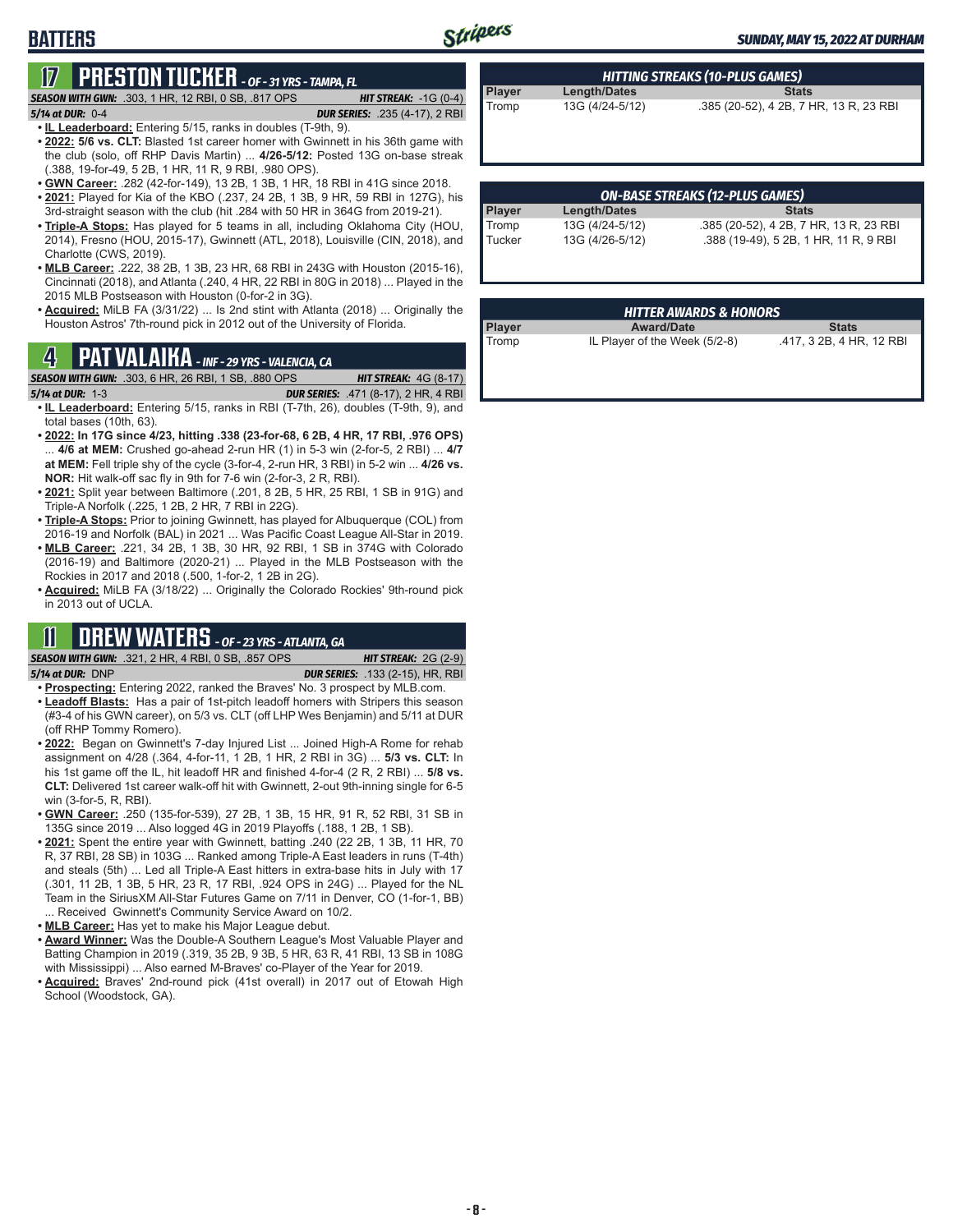# BATTERS

## 17 PRESTON TUCKER - OF - 31 YRS - TAMPA, FL

***SEASON WITH GWN:*** .303, 1 HR, 12 RBI, 0 SB, .817 OPS — ***HIT STREAK:*** -1G (0-4)
***5/14 at DUR:*** 0-4 — ***DUR SERIES:*** .235 (4-17), 2 RBI

- **IL Leaderboard:** Entering 5/15, ranks in doubles (T-9th, 9).
- **2022:** **5/6 vs. CLT:** Blasted 1st career homer with Gwinnett in his 36th game with the club (solo, off RHP Davis Martin) ... **4/26-5/12:** Posted 13G on-base streak (.388, 19-for-49, 5 2B, 1 HR, 11 R, 9 RBI, .980 OPS).
- **GWN Career:** .282 (42-for-149), 13 2B, 1 3B, 1 HR, 18 RBI in 41G since 2018.
- **2021:** Played for Kia of the KBO (.237, 24 2B, 1 3B, 9 HR, 59 RBI in 127G), his 3rd-straight season with the club (hit .284 with 50 HR in 364G from 2019-21).
- **Triple-A Stops:** Has played for 5 teams in all, including Oklahoma City (HOU, 2014), Fresno (HOU, 2015-17), Gwinnett (ATL, 2018), Louisville (CIN, 2018), and Charlotte (CWS, 2019).
- **MLB Career:** .222, 38 2B, 1 3B, 23 HR, 68 RBI in 243G with Houston (2015-16), Cincinnati (2018), and Atlanta (.240, 4 HR, 22 RBI in 80G in 2018) ... Played in the 2015 MLB Postseason with Houston (0-for-2 in 3G).
- **Acquired:** MiLB FA (3/31/22) ... Is 2nd stint with Atlanta (2018) ... Originally the Houston Astros' 7th-round pick in 2012 out of the University of Florida.

## 4 PAT VALAIKA - INF - 29 YRS - VALENCIA, CA

***SEASON WITH GWN:*** .303, 6 HR, 26 RBI, 1 SB, .880 OPS — ***HIT STREAK:*** 4G (8-17)
***5/14 at DUR:*** 1-3 — ***DUR SERIES:*** .471 (8-17), 2 HR, 4 RBI

- **IL Leaderboard:** Entering 5/15, ranks in RBI (T-7th, 26), doubles (T-9th, 9), and total bases (10th, 63).
- **2022: In 17G since 4/23, hitting .338 (23-for-68, 6 2B, 4 HR, 17 RBI, .976 OPS)** ... **4/6 at MEM:** Crushed go-ahead 2-run HR (1) in 5-3 win (2-for-5, 2 RBI) ... **4/7 at MEM:** Fell triple shy of the cycle (3-for-4, 2-run HR, 3 RBI) in 5-2 win ... **4/26 vs. NOR:** Hit walk-off sac fly in 9th for 7-6 win (2-for-3, 2 R, RBI).
- **2021:** Split year between Baltimore (.201, 8 2B, 5 HR, 25 RBI, 1 SB in 91G) and Triple-A Norfolk (.225, 1 2B, 2 HR, 7 RBI in 22G).
- **Triple-A Stops:** Prior to joining Gwinnett, has played for Albuquerque (COL) from 2016-19 and Norfolk (BAL) in 2021 ... Was Pacific Coast League All-Star in 2019.
- **MLB Career:** .221, 34 2B, 1 3B, 30 HR, 92 RBI, 1 SB in 374G with Colorado (2016-19) and Baltimore (2020-21) ... Played in the MLB Postseason with the Rockies in 2017 and 2018 (.500, 1-for-2, 1 2B in 2G).
- **Acquired:** MiLB FA (3/18/22) ... Originally the Colorado Rockies' 9th-round pick in 2013 out of UCLA.

## 11 DREW WATERS - OF - 23 YRS - ATLANTA, GA

***SEASON WITH GWN:*** .321, 2 HR, 4 RBI, 0 SB, .857 OPS — ***HIT STREAK:*** 2G (2-9)
***5/14 at DUR:*** DNP — ***DUR SERIES:*** .133 (2-15), HR, RBI

- **Prospecting:** Entering 2022, ranked the Braves' No. 3 prospect by MLB.com.
- **Leadoff Blasts:** Has a pair of 1st-pitch leadoff homers with Stripers this season (#3-4 of his GWN career), on 5/3 vs. CLT (off LHP Wes Benjamin) and 5/11 at DUR (off RHP Tommy Romero).
- **2022:** Began on Gwinnett's 7-day Injured List ... Joined High-A Rome for rehab assignment on 4/28 (.364, 4-for-11, 1 2B, 1 HR, 2 RBI in 3G) ... **5/3 vs. CLT:** In his 1st game off the IL, hit leadoff HR and finished 4-for-4 (2 R, 2 RBI) ... **5/8 vs. CLT:** Delivered 1st career walk-off hit with Gwinnett, 2-out 9th-inning single for 6-5 win (3-for-5, R, RBI).
- **GWN Career:** .250 (135-for-539), 27 2B, 1 3B, 15 HR, 91 R, 52 RBI, 31 SB in 135G since 2019 ... Also logged 4G in 2019 Playoffs (.188, 1 2B, 1 SB).
- **2021:** Spent the entire year with Gwinnett, batting .240 (22 2B, 1 3B, 11 HR, 70 R, 37 RBI, 28 SB) in 103G ... Ranked among Triple-A East leaders in runs (T-4th) and steals (5th) ... Led all Triple-A East hitters in extra-base hits in July with 17 (.301, 11 2B, 1 3B, 5 HR, 23 R, 17 RBI, .924 OPS in 24G) ... Played for the NL Team in the SiriusXM All-Star Futures Game on 7/11 in Denver, CO (1-for-1, BB) ... Received Gwinnett's Community Service Award on 10/2.
- **MLB Career:** Has yet to make his Major League debut.
- **Award Winner:** Was the Double-A Southern League's Most Valuable Player and Batting Champion in 2019 (.319, 35 2B, 9 3B, 5 HR, 63 R, 41 RBI, 13 SB in 108G with Mississippi) ... Also earned M-Braves' co-Player of the Year for 2019.
- **Acquired:** Braves' 2nd-round pick (41st overall) in 2017 out of Etowah High School (Woodstock, GA).

### HITTING STREAKS (10-PLUS GAMES)

| Player | Length/Dates | Stats |
|---|---|---|
| Tromp | 13G (4/24-5/12) | .385 (20-52), 4 2B, 7 HR, 13 R, 23 RBI |

### ON-BASE STREAKS (12-PLUS GAMES)

| Player | Length/Dates | Stats |
|---|---|---|
| Tromp | 13G (4/24-5/12) | .385 (20-52), 4 2B, 7 HR, 13 R, 23 RBI |
| Tucker | 13G (4/26-5/12) | .388 (19-49), 5 2B, 1 HR, 11 R, 9 RBI |

### HITTER AWARDS & HONORS

| Player | Award/Date | Stats |
|---|---|---|
| Tromp | IL Player of the Week (5/2-8) | .417, 3 2B, 4 HR, 12 RBI |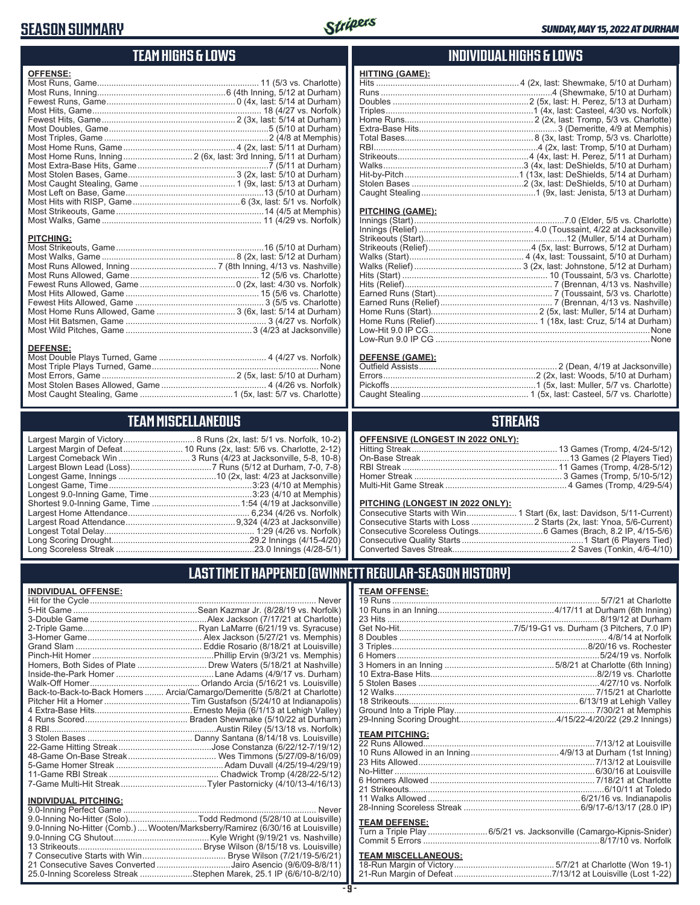# SEASON SUMMARY

*SUNDAY, MAY 15, 2022 AT DURHAM*

## TEAM HIGHS & LOWS

**OFFENSE:**

| Category | Record |
|---|---|
| Most Runs, Game | 11 (5/3 vs. Charlotte) |
| Most Runs, Inning | 6 (4th Inning, 5/12 at Durham) |
| Fewest Runs, Game | 0 (4x, last: 5/14 at Durham) |
| Most Hits, Game | 18 (4/27 vs. Norfolk) |
| Fewest Hits, Game | 2 (3x, last: 5/14 at Durham) |
| Most Doubles, Game | 5 (5/10 at Durham) |
| Most Triples, Game | 2 (4/8 at Memphis) |
| Most Home Runs, Game | 4 (2x, last: 5/11 at Durham) |
| Most Home Runs, Inning | 2 (6x, last: 3rd Inning, 5/11 at Durham) |
| Most Extra-Base Hits, Game | 7 (5/11 at Durham) |
| Most Stolen Bases, Game | 3 (2x, last: 5/10 at Durham) |
| Most Caught Stealing, Game | 1 (9x, last: 5/13 at Durham) |
| Most Left on Base, Game | 13 (5/10 at Durham) |
| Most Hits with RISP, Game | 6 (3x, last: 5/1 vs. Norfolk) |
| Most Strikeouts, Game | 14 (4/5 at Memphis) |
| Most Walks, Game | 11 (4/29 vs. Norfolk) |

**PITCHING:**

| Category | Record |
|---|---|
| Most Strikeouts, Game | 16 (5/10 at Durham) |
| Most Walks, Game | 8 (2x, last: 5/12 at Durham) |
| Most Runs Allowed, Inning | 7 (8th Inning, 4/13 vs. Nashville) |
| Most Runs Allowed, Game | 12 (5/6 vs. Charlotte) |
| Fewest Runs Allowed, Game | 0 (2x, last: 4/30 vs. Norfolk) |
| Most Hits Allowed, Game | 15 (5/6 vs. Charlotte) |
| Fewest Hits Allowed, Game | 3 (5/5 vs. Charlotte) |
| Most Home Runs Allowed, Game | 3 (6x, last: 5/14 at Durham) |
| Most Hit Batsmen, Game | 3 (4/27 vs. Norfolk) |
| Most Wild Pitches, Game | 3 (4/23 at Jacksonville) |

**DEFENSE:**

| Category | Record |
|---|---|
| Most Double Plays Turned, Game | 4 (4/27 vs. Norfolk) |
| Most Triple Plays Turned, Game | None |
| Most Errors, Game | 2 (5x, last: 5/10 at Durham) |
| Most Stolen Bases Allowed, Game | 4 (4/26 vs. Norfolk) |
| Most Caught Stealing, Game | 1 (5x, last: 5/7 vs. Charlotte) |

## INDIVIDUAL HIGHS & LOWS

**HITTING (GAME):**

| Category | Record |
|---|---|
| Hits | 4 (2x, last: Shewmake, 5/10 at Durham) |
| Runs | 4 (Shewmake, 5/10 at Durham) |
| Doubles | 2 (5x, last: H. Perez, 5/13 at Durham) |
| Triples | 1 (4x, last: Casteel, 4/30 vs. Norfolk) |
| Home Runs | 2 (2x, last: Tromp, 5/3 vs. Charlotte) |
| Extra-Base Hits | 3 (Demeritte, 4/9 at Memphis) |
| Total Bases | 8 (3x, last: Tromp, 5/3 vs. Charlotte) |
| RBI | 4 (2x, last: Tromp, 5/10 at Durham) |
| Strikeouts | 4 (4x, last: H. Perez, 5/11 at Durham) |
| Walks | 3 (4x, last: DeShields, 5/10 at Durham) |
| Hit-by-Pitch | 1 (13x, last: DeShields, 5/14 at Durham) |
| Stolen Bases | 2 (3x, last: DeShields, 5/10 at Durham) |
| Caught Stealing | 1 (9x, last: Jenista, 5/13 at Durham) |

**PITCHING (GAME):**

| Category | Record |
|---|---|
| Innings (Start) | 7.0 (Elder, 5/5 vs. Charlotte) |
| Innings (Relief) | 4.0 (Toussaint, 4/22 at Jacksonville) |
| Strikeouts (Start) | 12 (Muller, 5/14 at Durham) |
| Strikeouts (Relief) | 4 (5x, last: Burrows, 5/12 at Durham) |
| Walks (Start) | 4 (4x, last: Toussaint, 5/10 at Durham) |
| Walks (Relief) | 3 (2x, last: Johnstone, 5/12 at Durham) |
| Hits (Start) | 10 (Toussaint, 5/3 vs. Charlotte) |
| Hits (Relief) | 7 (Brennan, 4/13 vs. Nashville) |
| Earned Runs (Start) | 7 (Toussaint, 5/3 vs. Charlotte) |
| Earned Runs (Relief) | 7 (Brennan, 4/13 vs. Nashville) |
| Home Runs (Start) | 2 (5x, last: Muller, 5/14 at Durham) |
| Home Runs (Relief) | 1 (18x, last: Cruz, 5/14 at Durham) |
| Low-Hit 9.0 IP CG | None |
| Low-Run 9.0 IP CG | None |

**DEFENSE (GAME):**

| Category | Record |
|---|---|
| Outfield Assists | 2 (Dean, 4/19 at Jacksonville) |
| Errors | 2 (2x, last: Woods, 5/10 at Durham) |
| Pickoffs | 1 (5x, last: Muller, 5/7 vs. Charlotte) |
| Caught Stealing | 1 (5x, last: Casteel, 5/7 vs. Charlotte) |

## TEAM MISCELLANEOUS

| Category | Record |
|---|---|
| Largest Margin of Victory | 8 Runs (2x, last: 5/1 vs. Norfolk, 10-2) |
| Largest Margin of Defeat | 10 Runs (2x, last: 5/6 vs. Charlotte, 2-12) |
| Largest Comeback Win | 3 Runs (4/23 at Jacksonville, 5-8, 10-8) |
| Largest Blown Lead (Loss) | 7 Runs (5/12 at Durham, 7-0, 7-8) |
| Longest Game, Innings | 10 (2x, last: 4/23 at Jacksonville) |
| Longest Game, Time | 3:23 (4/10 at Memphis) |
| Longest 9.0-Inning Game, Time | 3:23 (4/10 at Memphis) |
| Shortest 9.0-Inning Game, Time | 1:54 (4/19 at Jacksonville) |
| Largest Home Attendance | 6,234 (4/26 vs. Norfolk) |
| Largest Road Attendance | 9,324 (4/23 at Jacksonville) |
| Longest Total Delay | 1:29 (4/26 vs. Norfolk) |
| Long Scoring Drought | 29.2 Innings (4/15-4/20) |
| Long Scoreless Streak | 23.0 Innings (4/28-5/1) |

## STREAKS

**OFFENSIVE (LONGEST IN 2022 ONLY):**

| Category | Record |
|---|---|
| Hitting Streak | 13 Games (Tromp, 4/24-5/12) |
| On-Base Streak | 13 Games (2 Players Tied) |
| RBI Streak | 11 Games (Tromp, 4/28-5/12) |
| Homer Streak | 3 Games (Tromp, 5/10-5/12) |
| Multi-Hit Game Streak | 4 Games (Tromp, 4/29-5/4) |

**PITCHING (LONGEST IN 2022 ONLY):**

| Category | Record |
|---|---|
| Consecutive Starts with Win | 1 Start (6x, last: Davidson, 5/11-Current) |
| Consecutive Starts with Loss | 2 Starts (2x, last: Ynoa, 5/6-Current) |
| Consecutive Scoreless Outings | 6 Games (Brach, 8.2 IP, 4/15-5/6) |
| Consecutive Quality Starts | 1 Start (6 Players Tied) |
| Converted Saves Streak | 2 Saves (Tonkin, 4/6-4/10) |

## LAST TIME IT HAPPENED (GWINNETT REGULAR-SEASON HISTORY)

**INDIVIDUAL OFFENSE:**

| Category | Record |
|---|---|
| Hit for the Cycle | Never |
| 5-Hit Game | Sean Kazmar Jr. (8/28/19 vs. Norfolk) |
| 3-Double Game | Alex Jackson (7/17/21 at Charlotte) |
| 2-Triple Game | Ryan LaMarre (6/21/19 vs. Syracuse) |
| 3-Homer Game | Alex Jackson (5/27/21 vs. Memphis) |
| Grand Slam | Eddie Rosario (8/18/21 at Louisville) |
| Pinch-Hit Homer | Phillip Ervin (9/3/21 vs. Memphis) |
| Homers, Both Sides of Plate | Drew Waters (5/18/21 at Nashville) |
| Inside-the-Park Homer | Lane Adams (4/9/17 vs. Durham) |
| Walk-Off Homer | Orlando Arcia (5/16/21 vs. Louisville) |
| Back-to-Back-to-Back Homers | Arcia/Camargo/Demeritte (5/8/21 at Charlotte) |
| Pitcher Hit a Homer | Tim Gustafson (5/24/10 at Indianapolis) |
| 4 Extra-Base Hits | Ernesto Mejia (6/1/13 at Lehigh Valley) |
| 4 Runs Scored | Braden Shewmake (5/10/22 at Durham) |
| 8 RBI | Austin Riley (5/13/18 vs. Norfolk) |
| 3 Stolen Bases | Danny Santana (8/14/18 vs. Louisville) |
| 22-Game Hitting Streak | Jose Constanza (6/22/12-7/19/12) |
| 48-Game On-Base Streak | Wes Timmons (5/27/09-8/16/09) |
| 5-Game Homer Streak | Adam Duvall (4/25/19-4/29/19) |
| 11-Game RBI Streak | Chadwick Tromp (4/28/22-5/12) |
| 7-Game Multi-Hit Streak | Tyler Pastornicky (4/10/13-4/16/13) |

**INDIVIDUAL PITCHING:**

| Category | Record |
|---|---|
| 9.0-Inning Perfect Game | Never |
| 9.0-Inning No-Hitter (Solo) | Todd Redmond (5/28/10 at Louisville) |
| 9.0-Inning No-Hitter (Comb.) | Wooten/Marksberry/Ramirez (6/30/16 at Louisville) |
| 9.0-Inning CG Shutout | Kyle Wright (9/19/21 vs. Nashville) |
| 13 Strikeouts | Bryse Wilson (8/15/18 vs. Louisville) |
| 7 Consecutive Starts with Win | Bryse Wilson (7/21/19-5/6/21) |
| 21 Consecutive Saves Converted | Jairo Asencio (9/6/09-8/8/11) |
| 25.0-Inning Scoreless Streak | Stephen Marek, 25.1 IP (6/6/10-8/2/10) |

**TEAM OFFENSE:**

| Category | Record |
|---|---|
| 19 Runs | 5/7/21 at Charlotte |
| 10 Runs in an Inning | 4/17/11 at Durham (6th Inning) |
| 23 Hits | 8/19/12 at Durham |
| Get No-Hit | 7/5/19-G1 vs. Durham (3 Pitchers, 7.0 IP) |
| 8 Doubles | 4/8/14 at Norfolk |
| 3 Triples | 8/20/16 vs. Rochester |
| 6 Homers | 5/24/19 vs. Norfolk |
| 3 Homers in an Inning | 5/8/21 at Charlotte (6th Inning) |
| 10 Extra-Base Hits | 8/2/19 vs. Charlotte |
| 5 Stolen Bases | 4/27/10 vs. Norfolk |
| 12 Walks | 7/15/21 at Charlotte |
| 18 Strikeouts | 6/13/19 at Lehigh Valley |
| Ground Into a Triple Play | 7/30/21 at Memphis |
| 29-Inning Scoring Drought | 4/15/22-4/20/22 (29.2 Innings) |

**TEAM PITCHING:**

| Category | Record |
|---|---|
| 22 Runs Allowed | 7/13/12 at Louisville |
| 10 Runs Allowed in an Inning | 4/9/13 at Durham (1st Inning) |
| 23 Hits Allowed | 7/13/12 at Louisville |
| No-Hitter | 6/30/16 at Louisville |
| 6 Homers Allowed | 7/18/21 at Charlotte |
| 21 Strikeouts | 6/10/11 at Toledo |
| 11 Walks Allowed | 6/21/16 vs. Indianapolis |
| 28-Inning Scoreless Streak | 6/9/17-6/13/17 (28.0 IP) |

**TEAM DEFENSE:**

| Category | Record |
|---|---|
| Turn a Triple Play | 6/5/21 vs. Jacksonville (Camargo-Kipnis-Snider) |
| Commit 5 Errors | 8/17/10 vs. Norfolk |

**TEAM MISCELLANEOUS:**

| Category | Record |
|---|---|
| 18-Run Margin of Victory | 5/7/21 at Charlotte (Won 19-1) |
| 21-Run Margin of Defeat | 7/13/12 at Louisville (Lost 1-22) |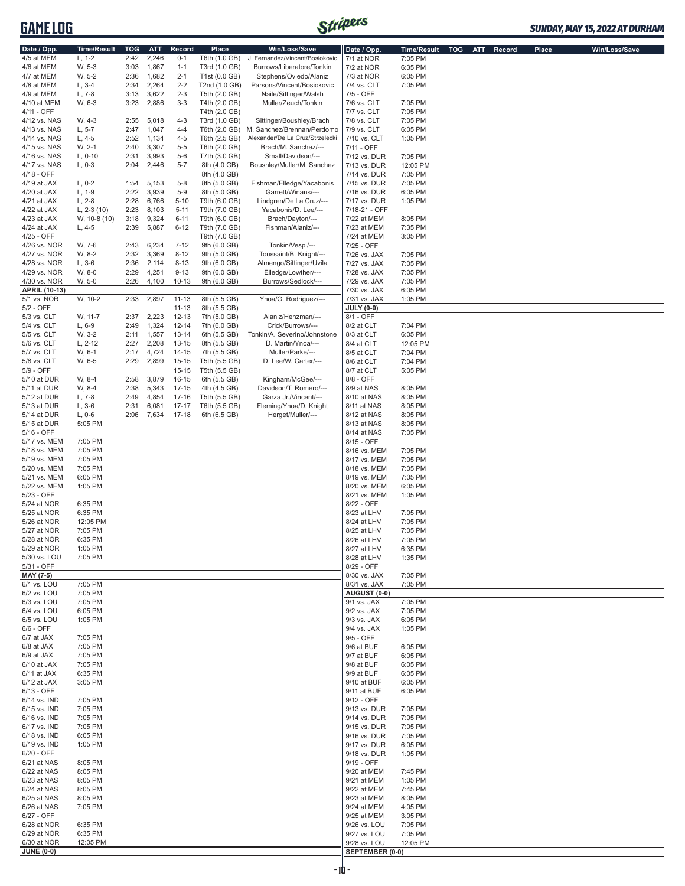## GAME LOG

**SUNDAY, MAY 15, 2022 AT DURHAM**

| Date / Opp. | Time/Result | TOG | ATT | Record | Place | Win/Loss/Save |
|---|---|---|---|---|---|---|
| 4/5 at MEM | L, 1-2 | 2:42 | 2,246 | 0-1 | T6th (1.0 GB) | J. Fernandez/Vincent/Bosiokovic |
| 4/6 at MEM | W, 5-3 | 3:03 | 1,867 | 1-1 | T3rd (1.0 GB) | Burrows/Liberatore/Tonkin |
| 4/7 at MEM | W, 5-2 | 2:36 | 1,682 | 2-1 | T1st (0.0 GB) | Stephens/Oviedo/Alaniz |
| 4/8 at MEM | L, 3-4 | 2:34 | 2,264 | 2-2 | T2nd (1.0 GB) | Parsons/Vincent/Bosiokovic |
| 4/9 at MEM | L, 7-8 | 3:13 | 3,622 | 2-3 | T5th (2.0 GB) | Naile/Sittinger/Walsh |
| 4/10 at MEM | W, 6-3 | 3:23 | 2,886 | 3-3 | T4th (2.0 GB) | Muller/Zeuch/Tonkin |
| 4/11 - OFF | | | | | T4th (2.0 GB) | |
| 4/12 vs. NAS | W, 4-3 | 2:55 | 5,018 | 4-3 | T3rd (1.0 GB) | Sittinger/Boushley/Brach |
| 4/13 vs. NAS | L, 5-7 | 2:47 | 1,047 | 4-4 | T6th (2.0 GB) | M. Sanchez/Brennan/Perdomo |
| 4/14 vs. NAS | L, 4-5 | 2:52 | 1,134 | 4-5 | T6th (2.5 GB) | Alexander/De La Cruz/Strzelecki |
| 4/15 vs. NAS | W, 2-1 | 2:40 | 3,307 | 5-5 | T6th (2.0 GB) | Brach/M. Sanchez/--- |
| 4/16 vs. NAS | L, 0-10 | 2:31 | 3,993 | 5-6 | T7th (3.0 GB) | Small/Davidson/--- |
| 4/17 vs. NAS | L, 0-3 | 2:04 | 2,446 | 5-7 | 8th (4.0 GB) | Boushley/Muller/M. Sanchez |
| 4/18 - OFF | | | | | 8th (4.0 GB) | |
| 4/19 at JAX | L, 0-2 | 1:54 | 5,153 | 5-8 | 8th (5.0 GB) | Fishman/Elledge/Yacabonis |
| 4/20 at JAX | L, 1-9 | 2:22 | 3,939 | 5-9 | 8th (5.0 GB) | Garrett/Winans/--- |
| 4/21 at JAX | L, 2-8 | 2:28 | 6,766 | 5-10 | T9th (6.0 GB) | Lindgren/De La Cruz/--- |
| 4/22 at JAX | L, 2-3 (10) | 2:23 | 8,103 | 5-11 | T9th (7.0 GB) | Yacabonis/D. Lee/--- |
| 4/23 at JAX | W, 10-8 (10) | 3:18 | 9,324 | 6-11 | T9th (6.0 GB) | Brach/Dayton/--- |
| 4/24 at JAX | L, 4-5 | 2:39 | 5,887 | 6-12 | T9th (7.0 GB) | Fishman/Alaniz/--- |
| 4/25 - OFF | | | | | T9th (7.0 GB) | |
| 4/26 vs. NOR | W, 7-6 | 2:43 | 6,234 | 7-12 | 9th (6.0 GB) | Tonkin/Vespi/--- |
| 4/27 vs. NOR | W, 8-2 | 2:32 | 3,369 | 8-12 | 9th (5.0 GB) | Toussaint/B. Knight/--- |
| 4/28 vs. NOR | L, 3-6 | 2:36 | 2,114 | 8-13 | 9th (6.0 GB) | Almengo/Sittinger/Uvila |
| 4/29 vs. NOR | W, 8-0 | 2:29 | 4,251 | 9-13 | 9th (6.0 GB) | Elledge/Lowther/--- |
| 4/30 vs. NOR | W, 5-0 | 2:26 | 4,100 | 10-13 | 9th (6.0 GB) | Burrows/Sedlock/--- |
| **APRIL (10-13)** | | | | | | |
| 5/1 vs. NOR | W, 10-2 | 2:33 | 2,897 | 11-13 | 8th (5.5 GB) | Ynoa/G. Rodriguez/--- |
| 5/2 - OFF | | | | 11-13 | 8th (5.5 GB) | |
| 5/3 vs. CLT | W, 11-7 | 2:37 | 2,223 | 12-13 | 7th (5.0 GB) | Alaniz/Henzman/--- |
| 5/4 vs. CLT | L, 6-9 | 2:49 | 1,324 | 12-14 | 7th (6.0 GB) | Crick/Burrows/--- |
| 5/5 vs. CLT | W, 3-2 | 2:11 | 1,557 | 13-14 | 6th (5.5 GB) | Tonkin/A. Severino/Johnstone |
| 5/6 vs. CLT | L, 2-12 | 2:27 | 2,208 | 13-15 | 8th (5.5 GB) | D. Martin/Ynoa/--- |
| 5/7 vs. CLT | W, 6-1 | 2:17 | 4,724 | 14-15 | 7th (5.5 GB) | Muller/Parke/--- |
| 5/8 vs. CLT | W, 6-5 | 2:29 | 2,899 | 15-15 | T5th (5.5 GB) | D. Lee/W. Carter/--- |
| 5/9 - OFF | | | | 15-15 | T5th (5.5 GB) | |
| 5/10 at DUR | W, 8-4 | 2:58 | 3,879 | 16-15 | 6th (5.5 GB) | Kingham/McGee/--- |
| 5/11 at DUR | W, 8-4 | 2:38 | 5,343 | 17-15 | 4th (4.5 GB) | Davidson/T. Romero/--- |
| 5/12 at DUR | L, 7-8 | 2:49 | 4,854 | 17-16 | T5th (5.5 GB) | Garza Jr./Vincent/--- |
| 5/13 at DUR | L, 3-6 | 2:31 | 6,081 | 17-17 | T6th (5.5 GB) | Fleming/Ynoa/D. Knight |
| 5/14 at DUR | L, 0-6 | 2:06 | 7,634 | 17-18 | 6th (6.5 GB) | Herget/Muller/--- |
| 5/15 at DUR | 5:05 PM | | | | | |
| 5/16 - OFF | | | | | | |
| 5/17 vs. MEM | 7:05 PM | | | | | |
| 5/18 vs. MEM | 7:05 PM | | | | | |
| 5/19 vs. MEM | 7:05 PM | | | | | |
| 5/20 vs. MEM | 7:05 PM | | | | | |
| 5/21 vs. MEM | 6:05 PM | | | | | |
| 5/22 vs. MEM | 1:05 PM | | | | | |
| 5/23 - OFF | | | | | | |
| 5/24 at NOR | 6:35 PM | | | | | |
| 5/25 at NOR | 6:35 PM | | | | | |
| 5/26 at NOR | 12:05 PM | | | | | |
| 5/27 at NOR | 7:05 PM | | | | | |
| 5/28 at NOR | 6:35 PM | | | | | |
| 5/29 at NOR | 1:05 PM | | | | | |
| 5/30 vs. LOU | 7:05 PM | | | | | |
| 5/31 - OFF | | | | | | |
| **MAY (7-5)** | | | | | | |
| 6/1 vs. LOU | 7:05 PM | | | | | |
| 6/2 vs. LOU | 7:05 PM | | | | | |
| 6/3 vs. LOU | 7:05 PM | | | | | |
| 6/4 vs. LOU | 6:05 PM | | | | | |
| 6/5 vs. LOU | 1:05 PM | | | | | |
| 6/6 - OFF | | | | | | |
| 6/7 at JAX | 7:05 PM | | | | | |
| 6/8 at JAX | 7:05 PM | | | | | |
| 6/9 at JAX | 7:05 PM | | | | | |
| 6/10 at JAX | 7:05 PM | | | | | |
| 6/11 at JAX | 6:35 PM | | | | | |
| 6/12 at JAX | 3:05 PM | | | | | |
| 6/13 - OFF | | | | | | |
| 6/14 vs. IND | 7:05 PM | | | | | |
| 6/15 vs. IND | 7:05 PM | | | | | |
| 6/16 vs. IND | 7:05 PM | | | | | |
| 6/17 vs. IND | 7:05 PM | | | | | |
| 6/18 vs. IND | 6:05 PM | | | | | |
| 6/19 vs. IND | 1:05 PM | | | | | |
| 6/20 - OFF | | | | | | |
| 6/21 at NAS | 8:05 PM | | | | | |
| 6/22 at NAS | 8:05 PM | | | | | |
| 6/23 at NAS | 8:05 PM | | | | | |
| 6/24 at NAS | 8:05 PM | | | | | |
| 6/25 at NAS | 8:05 PM | | | | | |
| 6/26 at NAS | 7:05 PM | | | | | |
| 6/27 - OFF | | | | | | |
| 6/28 at NOR | 6:35 PM | | | | | |
| 6/29 at NOR | 6:35 PM | | | | | |
| 6/30 at NOR | 12:05 PM | | | | | |
| **JUNE (0-0)** | | | | | | |

| Date / Opp. | Time/Result | TOG | ATT | Record | Place | Win/Loss/Save |
|---|---|---|---|---|---|---|
| 7/1 at NOR | 7:05 PM | | | | | |
| 7/2 at NOR | 6:35 PM | | | | | |
| 7/3 at NOR | 6:05 PM | | | | | |
| 7/4 vs. CLT | 7:05 PM | | | | | |
| 7/5 - OFF | | | | | | |
| 7/6 vs. CLT | 7:05 PM | | | | | |
| 7/7 vs. CLT | 7:05 PM | | | | | |
| 7/8 vs. CLT | 7:05 PM | | | | | |
| 7/9 vs. CLT | 6:05 PM | | | | | |
| 7/10 vs. CLT | 1:05 PM | | | | | |
| 7/11 - OFF | | | | | | |
| 7/12 vs. DUR | 7:05 PM | | | | | |
| 7/13 vs. DUR | 12:05 PM | | | | | |
| 7/14 vs. DUR | 7:05 PM | | | | | |
| 7/15 vs. DUR | 7:05 PM | | | | | |
| 7/16 vs. DUR | 6:05 PM | | | | | |
| 7/17 vs. DUR | 1:05 PM | | | | | |
| 7/18-21 - OFF | | | | | | |
| 7/22 at MEM | 8:05 PM | | | | | |
| 7/23 at MEM | 7:35 PM | | | | | |
| 7/24 at MEM | 3:05 PM | | | | | |
| 7/25 - OFF | | | | | | |
| 7/26 vs. JAX | 7:05 PM | | | | | |
| 7/27 vs. JAX | 7:05 PM | | | | | |
| 7/28 vs. JAX | 7:05 PM | | | | | |
| 7/29 vs. JAX | 7:05 PM | | | | | |
| 7/30 vs. JAX | 6:05 PM | | | | | |
| 7/31 vs. JAX | 1:05 PM | | | | | |
| **JULY (0-0)** | | | | | | |
| 8/1 - OFF | | | | | | |
| 8/2 at CLT | 7:04 PM | | | | | |
| 8/3 at CLT | 6:05 PM | | | | | |
| 8/4 at CLT | 12:05 PM | | | | | |
| 8/5 at CLT | 7:04 PM | | | | | |
| 8/6 at CLT | 7:04 PM | | | | | |
| 8/7 at CLT | 5:05 PM | | | | | |
| 8/8 - OFF | | | | | | |
| 8/9 at NAS | 8:05 PM | | | | | |
| 8/10 at NAS | 8:05 PM | | | | | |
| 8/11 at NAS | 8:05 PM | | | | | |
| 8/12 at NAS | 8:05 PM | | | | | |
| 8/13 at NAS | 8:05 PM | | | | | |
| 8/14 at NAS | 7:05 PM | | | | | |
| 8/15 - OFF | | | | | | |
| 8/16 vs. MEM | 7:05 PM | | | | | |
| 8/17 vs. MEM | 7:05 PM | | | | | |
| 8/18 vs. MEM | 7:05 PM | | | | | |
| 8/19 vs. MEM | 7:05 PM | | | | | |
| 8/20 vs. MEM | 6:05 PM | | | | | |
| 8/21 vs. MEM | 1:05 PM | | | | | |
| 8/22 - OFF | | | | | | |
| 8/23 at LHV | 7:05 PM | | | | | |
| 8/24 at LHV | 7:05 PM | | | | | |
| 8/25 at LHV | 7:05 PM | | | | | |
| 8/26 at LHV | 7:05 PM | | | | | |
| 8/27 at LHV | 6:35 PM | | | | | |
| 8/28 at LHV | 1:35 PM | | | | | |
| 8/29 - OFF | | | | | | |
| 8/30 vs. JAX | 7:05 PM | | | | | |
| 8/31 vs. JAX | 7:05 PM | | | | | |
| **AUGUST (0-0)** | | | | | | |
| 9/1 vs. JAX | 7:05 PM | | | | | |
| 9/2 vs. JAX | 7:05 PM | | | | | |
| 9/3 vs. JAX | 6:05 PM | | | | | |
| 9/4 vs. JAX | 1:05 PM | | | | | |
| 9/5 - OFF | | | | | | |
| 9/6 at BUF | 6:05 PM | | | | | |
| 9/7 at BUF | 6:05 PM | | | | | |
| 9/8 at BUF | 6:05 PM | | | | | |
| 9/9 at BUF | 6:05 PM | | | | | |
| 9/10 at BUF | 6:05 PM | | | | | |
| 9/11 at BUF | 6:05 PM | | | | | |
| 9/12 - OFF | | | | | | |
| 9/13 vs. DUR | 7:05 PM | | | | | |
| 9/14 vs. DUR | 7:05 PM | | | | | |
| 9/15 vs. DUR | 7:05 PM | | | | | |
| 9/16 vs. DUR | 7:05 PM | | | | | |
| 9/17 vs. DUR | 6:05 PM | | | | | |
| 9/18 vs. DUR | 1:05 PM | | | | | |
| 9/19 - OFF | | | | | | |
| 9/20 at MEM | 7:45 PM | | | | | |
| 9/21 at MEM | 1:05 PM | | | | | |
| 9/22 at MEM | 7:45 PM | | | | | |
| 9/23 at MEM | 8:05 PM | | | | | |
| 9/24 at MEM | 4:05 PM | | | | | |
| 9/25 at MEM | 3:05 PM | | | | | |
| 9/26 vs. LOU | 7:05 PM | | | | | |
| 9/27 vs. LOU | 7:05 PM | | | | | |
| 9/28 vs. LOU | 12:05 PM | | | | | |
| **SEPTEMBER (0-0)** | | | | | | |